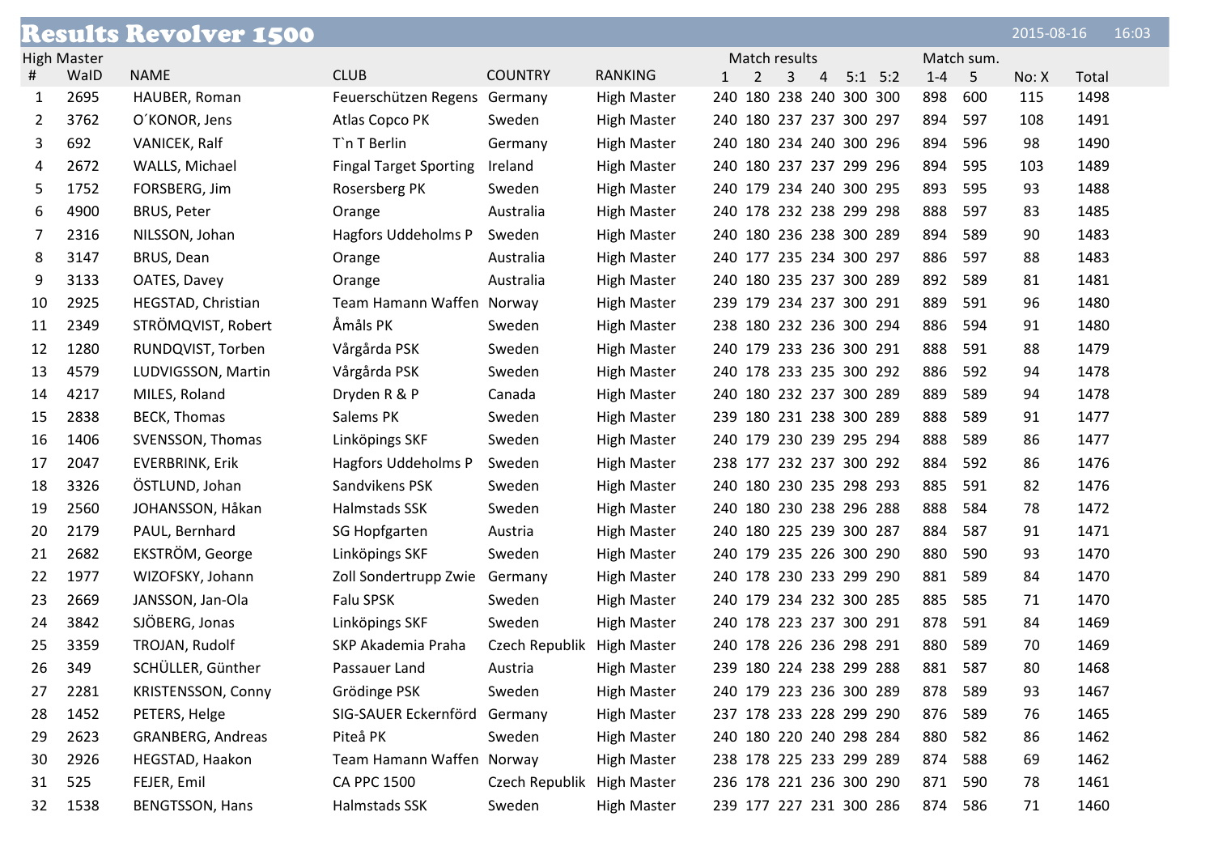# Results Revolver 1500

2015-08-16 16:03

High Master

| # | WaID | NAME | CLUB | COUNTRY | RANKING | Match results | | | | | | Match sum. | | No: X | Total |
|---|---|---|---|---|---|---|---|---|---|---|---|---|---|---|---|
| | | | | | | 1 | 2 | 3 | 4 | 5:1 | 5:2 | 1-4 | 5 | | |
| 1 | 2695 | HAUBER, Roman | Feuerschützen Regens | Germany | High Master | 240 | 180 | 238 | 240 | 300 | 300 | 898 | 600 | 115 | 1498 |
| 2 | 3762 | O´KONOR, Jens | Atlas Copco PK | Sweden | High Master | 240 | 180 | 237 | 237 | 300 | 297 | 894 | 597 | 108 | 1491 |
| 3 | 692 | VANICEK, Ralf | T`n T Berlin | Germany | High Master | 240 | 180 | 234 | 240 | 300 | 296 | 894 | 596 | 98 | 1490 |
| 4 | 2672 | WALLS, Michael | Fingal Target Sporting | Ireland | High Master | 240 | 180 | 237 | 237 | 299 | 296 | 894 | 595 | 103 | 1489 |
| 5 | 1752 | FORSBERG, Jim | Rosersberg PK | Sweden | High Master | 240 | 179 | 234 | 240 | 300 | 295 | 893 | 595 | 93 | 1488 |
| 6 | 4900 | BRUS, Peter | Orange | Australia | High Master | 240 | 178 | 232 | 238 | 299 | 298 | 888 | 597 | 83 | 1485 |
| 7 | 2316 | NILSSON, Johan | Hagfors Uddeholms P | Sweden | High Master | 240 | 180 | 236 | 238 | 300 | 289 | 894 | 589 | 90 | 1483 |
| 8 | 3147 | BRUS, Dean | Orange | Australia | High Master | 240 | 177 | 235 | 234 | 300 | 297 | 886 | 597 | 88 | 1483 |
| 9 | 3133 | OATES, Davey | Orange | Australia | High Master | 240 | 180 | 235 | 237 | 300 | 289 | 892 | 589 | 81 | 1481 |
| 10 | 2925 | HEGSTAD, Christian | Team Hamann Waffen | Norway | High Master | 239 | 179 | 234 | 237 | 300 | 291 | 889 | 591 | 96 | 1480 |
| 11 | 2349 | STRÖMQVIST, Robert | Åmåls PK | Sweden | High Master | 238 | 180 | 232 | 236 | 300 | 294 | 886 | 594 | 91 | 1480 |
| 12 | 1280 | RUNDQVIST, Torben | Vårgårda PSK | Sweden | High Master | 240 | 179 | 233 | 236 | 300 | 291 | 888 | 591 | 88 | 1479 |
| 13 | 4579 | LUDVIGSSON, Martin | Vårgårda PSK | Sweden | High Master | 240 | 178 | 233 | 235 | 300 | 292 | 886 | 592 | 94 | 1478 |
| 14 | 4217 | MILES, Roland | Dryden R & P | Canada | High Master | 240 | 180 | 232 | 237 | 300 | 289 | 889 | 589 | 94 | 1478 |
| 15 | 2838 | BECK, Thomas | Salems PK | Sweden | High Master | 239 | 180 | 231 | 238 | 300 | 289 | 888 | 589 | 91 | 1477 |
| 16 | 1406 | SVENSSON, Thomas | Linköpings SKF | Sweden | High Master | 240 | 179 | 230 | 239 | 295 | 294 | 888 | 589 | 86 | 1477 |
| 17 | 2047 | EVERBRINK, Erik | Hagfors Uddeholms P | Sweden | High Master | 238 | 177 | 232 | 237 | 300 | 292 | 884 | 592 | 86 | 1476 |
| 18 | 3326 | ÖSTLUND, Johan | Sandvikens PSK | Sweden | High Master | 240 | 180 | 230 | 235 | 298 | 293 | 885 | 591 | 82 | 1476 |
| 19 | 2560 | JOHANSSON, Håkan | Halmstads SSK | Sweden | High Master | 240 | 180 | 230 | 238 | 296 | 288 | 888 | 584 | 78 | 1472 |
| 20 | 2179 | PAUL, Bernhard | SG Hopfgarten | Austria | High Master | 240 | 180 | 225 | 239 | 300 | 287 | 884 | 587 | 91 | 1471 |
| 21 | 2682 | EKSTRÖM, George | Linköpings SKF | Sweden | High Master | 240 | 179 | 235 | 226 | 300 | 290 | 880 | 590 | 93 | 1470 |
| 22 | 1977 | WIZOFSKY, Johann | Zoll Sondertrupp Zwie | Germany | High Master | 240 | 178 | 230 | 233 | 299 | 290 | 881 | 589 | 84 | 1470 |
| 23 | 2669 | JANSSON, Jan-Ola | Falu SPSK | Sweden | High Master | 240 | 179 | 234 | 232 | 300 | 285 | 885 | 585 | 71 | 1470 |
| 24 | 3842 | SJÖBERG, Jonas | Linköpings SKF | Sweden | High Master | 240 | 178 | 223 | 237 | 300 | 291 | 878 | 591 | 84 | 1469 |
| 25 | 3359 | TROJAN, Rudolf | SKP Akademia Praha | Czech Republik | High Master | 240 | 178 | 226 | 236 | 298 | 291 | 880 | 589 | 70 | 1469 |
| 26 | 349 | SCHÜLLER, Günther | Passauer Land | Austria | High Master | 239 | 180 | 224 | 238 | 299 | 288 | 881 | 587 | 80 | 1468 |
| 27 | 2281 | KRISTENSSON, Conny | Grödinge PSK | Sweden | High Master | 240 | 179 | 223 | 236 | 300 | 289 | 878 | 589 | 93 | 1467 |
| 28 | 1452 | PETERS, Helge | SIG-SAUER Eckernförd | Germany | High Master | 237 | 178 | 233 | 228 | 299 | 290 | 876 | 589 | 76 | 1465 |
| 29 | 2623 | GRANBERG, Andreas | Piteå PK | Sweden | High Master | 240 | 180 | 220 | 240 | 298 | 284 | 880 | 582 | 86 | 1462 |
| 30 | 2926 | HEGSTAD, Haakon | Team Hamann Waffen | Norway | High Master | 238 | 178 | 225 | 233 | 299 | 289 | 874 | 588 | 69 | 1462 |
| 31 | 525 | FEJER, Emil | CA PPC 1500 | Czech Republik | High Master | 236 | 178 | 221 | 236 | 300 | 290 | 871 | 590 | 78 | 1461 |
| 32 | 1538 | BENGTSSON, Hans | Halmstads SSK | Sweden | High Master | 239 | 177 | 227 | 231 | 300 | 286 | 874 | 586 | 71 | 1460 |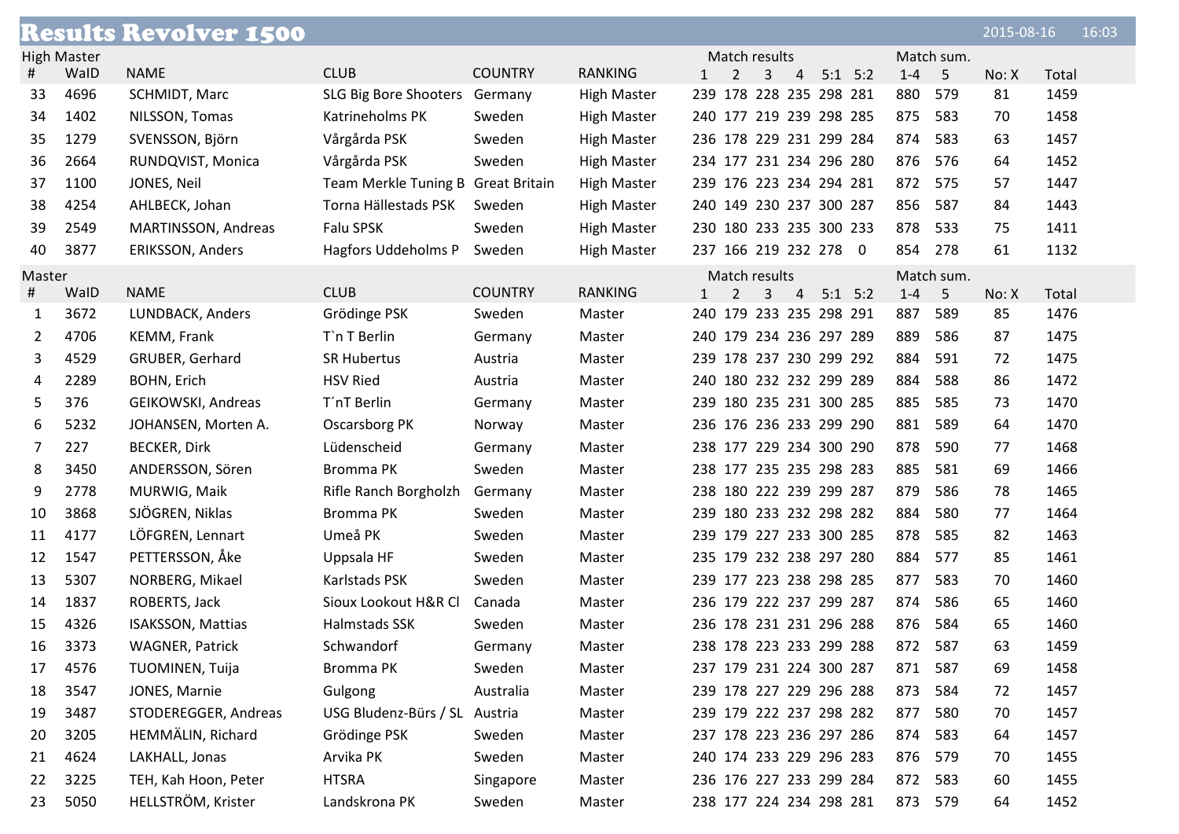# Results Revolver 1500

2015-08-16 16:03

## High Master

| # | WaID | NAME | CLUB | COUNTRY | RANKING | Match results 1 | 2 | 3 | 4 | 5:1 | 5:2 | Match sum. 1-4 | 5 | No: X | Total |
|---|---|---|---|---|---|---|---|---|---|---|---|---|---|---|---|
| 33 | 4696 | SCHMIDT, Marc | SLG Big Bore Shooters | Germany | High Master | 239 | 178 | 228 | 235 | 298 | 281 | 880 | 579 | 81 | 1459 |
| 34 | 1402 | NILSSON, Tomas | Katrineholms PK | Sweden | High Master | 240 | 177 | 219 | 239 | 298 | 285 | 875 | 583 | 70 | 1458 |
| 35 | 1279 | SVENSSON, Björn | Vårgårda PSK | Sweden | High Master | 236 | 178 | 229 | 231 | 299 | 284 | 874 | 583 | 63 | 1457 |
| 36 | 2664 | RUNDQVIST, Monica | Vårgårda PSK | Sweden | High Master | 234 | 177 | 231 | 234 | 296 | 280 | 876 | 576 | 64 | 1452 |
| 37 | 1100 | JONES, Neil | Team Merkle Tuning B | Great Britain | High Master | 239 | 176 | 223 | 234 | 294 | 281 | 872 | 575 | 57 | 1447 |
| 38 | 4254 | AHLBECK, Johan | Torna Hällestads PSK | Sweden | High Master | 240 | 149 | 230 | 237 | 300 | 287 | 856 | 587 | 84 | 1443 |
| 39 | 2549 | MARTINSSON, Andreas | Falu SPSK | Sweden | High Master | 230 | 180 | 233 | 235 | 300 | 233 | 878 | 533 | 75 | 1411 |
| 40 | 3877 | ERIKSSON, Anders | Hagfors Uddeholms P | Sweden | High Master | 237 | 166 | 219 | 232 | 278 | 0 | 854 | 278 | 61 | 1132 |

## Master

| # | WaID | NAME | CLUB | COUNTRY | RANKING | Match results 1 | 2 | 3 | 4 | 5:1 | 5:2 | Match sum. 1-4 | 5 | No: X | Total |
|---|---|---|---|---|---|---|---|---|---|---|---|---|---|---|---|
| 1 | 3672 | LUNDBACK, Anders | Grödinge PSK | Sweden | Master | 240 | 179 | 233 | 235 | 298 | 291 | 887 | 589 | 85 | 1476 |
| 2 | 4706 | KEMM, Frank | T`n T Berlin | Germany | Master | 240 | 179 | 234 | 236 | 297 | 289 | 889 | 586 | 87 | 1475 |
| 3 | 4529 | GRUBER, Gerhard | SR Hubertus | Austria | Master | 239 | 178 | 237 | 230 | 299 | 292 | 884 | 591 | 72 | 1475 |
| 4 | 2289 | BOHN, Erich | HSV Ried | Austria | Master | 240 | 180 | 232 | 232 | 299 | 289 | 884 | 588 | 86 | 1472 |
| 5 | 376 | GEIKOWSKI, Andreas | T´nT Berlin | Germany | Master | 239 | 180 | 235 | 231 | 300 | 285 | 885 | 585 | 73 | 1470 |
| 6 | 5232 | JOHANSEN, Morten A. | Oscarsborg PK | Norway | Master | 236 | 176 | 236 | 233 | 299 | 290 | 881 | 589 | 64 | 1470 |
| 7 | 227 | BECKER, Dirk | Lüdenscheid | Germany | Master | 238 | 177 | 229 | 234 | 300 | 290 | 878 | 590 | 77 | 1468 |
| 8 | 3450 | ANDERSSON, Sören | Bromma PK | Sweden | Master | 238 | 177 | 235 | 235 | 298 | 283 | 885 | 581 | 69 | 1466 |
| 9 | 2778 | MURWIG, Maik | Rifle Ranch Borgholzh | Germany | Master | 238 | 180 | 222 | 239 | 299 | 287 | 879 | 586 | 78 | 1465 |
| 10 | 3868 | SJÖGREN, Niklas | Bromma PK | Sweden | Master | 239 | 180 | 233 | 232 | 298 | 282 | 884 | 580 | 77 | 1464 |
| 11 | 4177 | LÖFGREN, Lennart | Umeå PK | Sweden | Master | 239 | 179 | 227 | 233 | 300 | 285 | 878 | 585 | 82 | 1463 |
| 12 | 1547 | PETTERSSON, Åke | Uppsala HF | Sweden | Master | 235 | 179 | 232 | 238 | 297 | 280 | 884 | 577 | 85 | 1461 |
| 13 | 5307 | NORBERG, Mikael | Karlstads PSK | Sweden | Master | 239 | 177 | 223 | 238 | 298 | 285 | 877 | 583 | 70 | 1460 |
| 14 | 1837 | ROBERTS, Jack | Sioux Lookout H&R Cl | Canada | Master | 236 | 179 | 222 | 237 | 299 | 287 | 874 | 586 | 65 | 1460 |
| 15 | 4326 | ISAKSSON, Mattias | Halmstads SSK | Sweden | Master | 236 | 178 | 231 | 231 | 296 | 288 | 876 | 584 | 65 | 1460 |
| 16 | 3373 | WAGNER, Patrick | Schwandorf | Germany | Master | 238 | 178 | 223 | 233 | 299 | 288 | 872 | 587 | 63 | 1459 |
| 17 | 4576 | TUOMINEN, Tuija | Bromma PK | Sweden | Master | 237 | 179 | 231 | 224 | 300 | 287 | 871 | 587 | 69 | 1458 |
| 18 | 3547 | JONES, Marnie | Gulgong | Australia | Master | 239 | 178 | 227 | 229 | 296 | 288 | 873 | 584 | 72 | 1457 |
| 19 | 3487 | STODEREGGER, Andreas | USG Bludenz-Bürs / SL | Austria | Master | 239 | 179 | 222 | 237 | 298 | 282 | 877 | 580 | 70 | 1457 |
| 20 | 3205 | HEMMÄLIN, Richard | Grödinge PSK | Sweden | Master | 237 | 178 | 223 | 236 | 297 | 286 | 874 | 583 | 64 | 1457 |
| 21 | 4624 | LAKHALL, Jonas | Arvika PK | Sweden | Master | 240 | 174 | 233 | 229 | 296 | 283 | 876 | 579 | 70 | 1455 |
| 22 | 3225 | TEH, Kah Hoon, Peter | HTSRA | Singapore | Master | 236 | 176 | 227 | 233 | 299 | 284 | 872 | 583 | 60 | 1455 |
| 23 | 5050 | HELLSTRÖM, Krister | Landskrona PK | Sweden | Master | 238 | 177 | 224 | 234 | 298 | 281 | 873 | 579 | 64 | 1452 |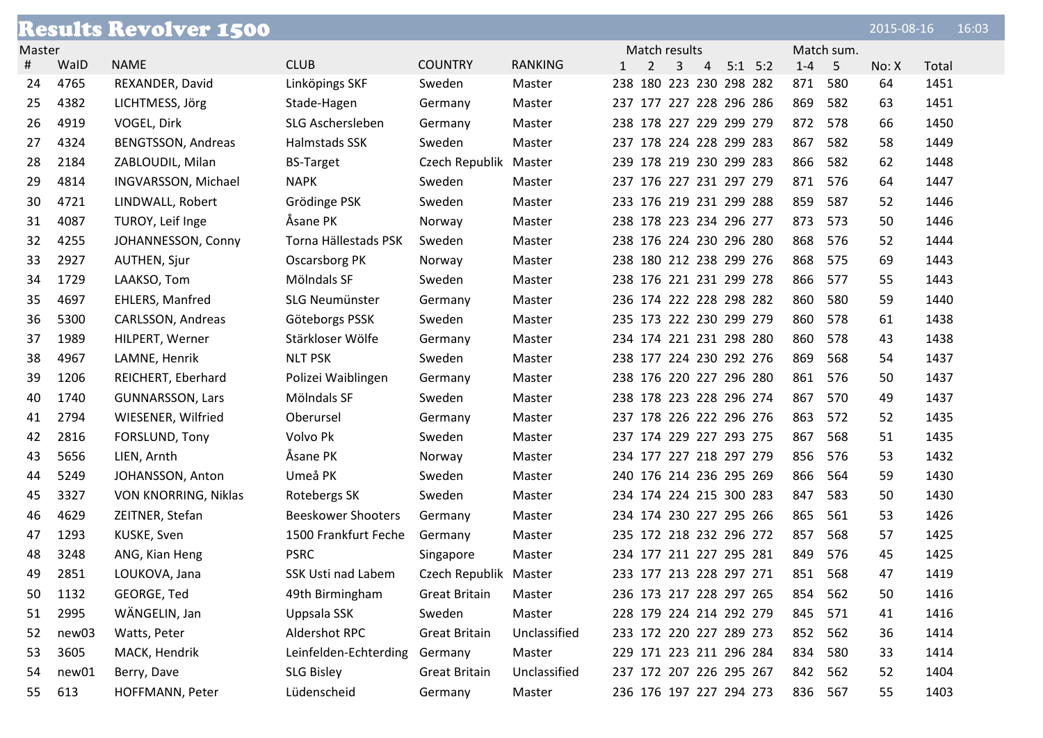# Results Revolver 1500

2015-08-16 16:03

Master

| # | WaID | NAME | CLUB | COUNTRY | RANKING | Match results 1 | 2 | 3 | 4 | 5:1 | 5:2 | Match sum. 1-4 | 5 | No: X | Total |
|---|---|---|---|---|---|---|---|---|---|---|---|---|---|---|---|
| 24 | 4765 | REXANDER, David | Linköpings SKF | Sweden | Master | 238 | 180 | 223 | 230 | 298 | 282 | 871 | 580 | 64 | 1451 |
| 25 | 4382 | LICHTMESS, Jörg | Stade-Hagen | Germany | Master | 237 | 177 | 227 | 228 | 296 | 286 | 869 | 582 | 63 | 1451 |
| 26 | 4919 | VOGEL, Dirk | SLG Aschersleben | Germany | Master | 238 | 178 | 227 | 229 | 299 | 279 | 872 | 578 | 66 | 1450 |
| 27 | 4324 | BENGTSSON, Andreas | Halmstads SSK | Sweden | Master | 237 | 178 | 224 | 228 | 299 | 283 | 867 | 582 | 58 | 1449 |
| 28 | 2184 | ZABLOUDIL, Milan | BS-Target | Czech Republik | Master | 239 | 178 | 219 | 230 | 299 | 283 | 866 | 582 | 62 | 1448 |
| 29 | 4814 | INGVARSSON, Michael | NAPK | Sweden | Master | 237 | 176 | 227 | 231 | 297 | 279 | 871 | 576 | 64 | 1447 |
| 30 | 4721 | LINDWALL, Robert | Grödinge PSK | Sweden | Master | 233 | 176 | 219 | 231 | 299 | 288 | 859 | 587 | 52 | 1446 |
| 31 | 4087 | TUROY, Leif Inge | Åsane PK | Norway | Master | 238 | 178 | 223 | 234 | 296 | 277 | 873 | 573 | 50 | 1446 |
| 32 | 4255 | JOHANNESSON, Conny | Torna Hällestads PSK | Sweden | Master | 238 | 176 | 224 | 230 | 296 | 280 | 868 | 576 | 52 | 1444 |
| 33 | 2927 | AUTHEN, Sjur | Oscarsborg PK | Norway | Master | 238 | 180 | 212 | 238 | 299 | 276 | 868 | 575 | 69 | 1443 |
| 34 | 1729 | LAAKSO, Tom | Mölndals SF | Sweden | Master | 238 | 176 | 221 | 231 | 299 | 278 | 866 | 577 | 55 | 1443 |
| 35 | 4697 | EHLERS, Manfred | SLG Neumünster | Germany | Master | 236 | 174 | 222 | 228 | 298 | 282 | 860 | 580 | 59 | 1440 |
| 36 | 5300 | CARLSSON, Andreas | Göteborgs PSSK | Sweden | Master | 235 | 173 | 222 | 230 | 299 | 279 | 860 | 578 | 61 | 1438 |
| 37 | 1989 | HILPERT, Werner | Stärkloser Wölfe | Germany | Master | 234 | 174 | 221 | 231 | 298 | 280 | 860 | 578 | 43 | 1438 |
| 38 | 4967 | LAMNE, Henrik | NLT PSK | Sweden | Master | 238 | 177 | 224 | 230 | 292 | 276 | 869 | 568 | 54 | 1437 |
| 39 | 1206 | REICHERT, Eberhard | Polizei Waiblingen | Germany | Master | 238 | 176 | 220 | 227 | 296 | 280 | 861 | 576 | 50 | 1437 |
| 40 | 1740 | GUNNARSSON, Lars | Mölndals SF | Sweden | Master | 238 | 178 | 223 | 228 | 296 | 274 | 867 | 570 | 49 | 1437 |
| 41 | 2794 | WIESENER, Wilfried | Oberursel | Germany | Master | 237 | 178 | 226 | 222 | 296 | 276 | 863 | 572 | 52 | 1435 |
| 42 | 2816 | FORSLUND, Tony | Volvo Pk | Sweden | Master | 237 | 174 | 229 | 227 | 293 | 275 | 867 | 568 | 51 | 1435 |
| 43 | 5656 | LIEN, Arnth | Åsane PK | Norway | Master | 234 | 177 | 227 | 218 | 297 | 279 | 856 | 576 | 53 | 1432 |
| 44 | 5249 | JOHANSSON, Anton | Umeå PK | Sweden | Master | 240 | 176 | 214 | 236 | 295 | 269 | 866 | 564 | 59 | 1430 |
| 45 | 3327 | VON KNORRING, Niklas | Rotebergs SK | Sweden | Master | 234 | 174 | 224 | 215 | 300 | 283 | 847 | 583 | 50 | 1430 |
| 46 | 4629 | ZEITNER, Stefan | Beeskower Shooters | Germany | Master | 234 | 174 | 230 | 227 | 295 | 266 | 865 | 561 | 53 | 1426 |
| 47 | 1293 | KUSKE, Sven | 1500 Frankfurt Feche | Germany | Master | 235 | 172 | 218 | 232 | 296 | 272 | 857 | 568 | 57 | 1425 |
| 48 | 3248 | ANG, Kian Heng | PSRC | Singapore | Master | 234 | 177 | 211 | 227 | 295 | 281 | 849 | 576 | 45 | 1425 |
| 49 | 2851 | LOUKOVA, Jana | SSK Usti nad Labem | Czech Republik | Master | 233 | 177 | 213 | 228 | 297 | 271 | 851 | 568 | 47 | 1419 |
| 50 | 1132 | GEORGE, Ted | 49th Birmingham | Great Britain | Master | 236 | 173 | 217 | 228 | 297 | 265 | 854 | 562 | 50 | 1416 |
| 51 | 2995 | WÄNGELIN, Jan | Uppsala SSK | Sweden | Master | 228 | 179 | 224 | 214 | 292 | 279 | 845 | 571 | 41 | 1416 |
| 52 | new03 | Watts, Peter | Aldershot RPC | Great Britain | Unclassified | 233 | 172 | 220 | 227 | 289 | 273 | 852 | 562 | 36 | 1414 |
| 53 | 3605 | MACK, Hendrik | Leinfelden-Echterding | Germany | Master | 229 | 171 | 223 | 211 | 296 | 284 | 834 | 580 | 33 | 1414 |
| 54 | new01 | Berry, Dave | SLG Bisley | Great Britain | Unclassified | 237 | 172 | 207 | 226 | 295 | 267 | 842 | 562 | 52 | 1404 |
| 55 | 613 | HOFFMANN, Peter | Lüdenscheid | Germany | Master | 236 | 176 | 197 | 227 | 294 | 273 | 836 | 567 | 55 | 1403 |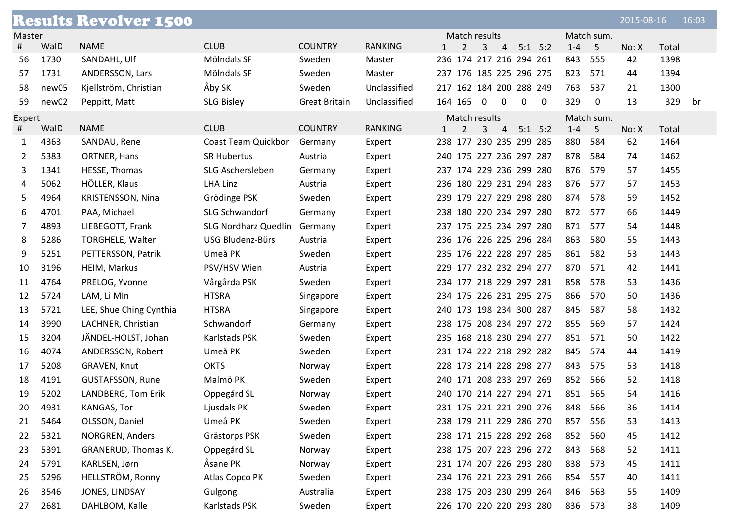# Results Revolver 1500

2015-08-16 16:03

Master

| # | WaID | NAME | CLUB | COUNTRY | RANKING | Match results 1 | 2 | 3 | 4 | 5:1 | 5:2 | Match sum. 1-4 | 5 | No: X | Total | |
|---|---|---|---|---|---|---|---|---|---|---|---|---|---|---|---|---|
| 56 | 1730 | SANDAHL, Ulf | Mölndals SF | Sweden | Master | 236 | 174 | 217 | 216 | 294 | 261 | 843 | 555 | 42 | 1398 | |
| 57 | 1731 | ANDERSSON, Lars | Mölndals SF | Sweden | Master | 237 | 176 | 185 | 225 | 296 | 275 | 823 | 571 | 44 | 1394 | |
| 58 | new05 | Kjellström, Christian | Åby SK | Sweden | Unclassified | 217 | 162 | 184 | 200 | 288 | 249 | 763 | 537 | 21 | 1300 | |
| 59 | new02 | Peppitt, Matt | SLG Bisley | Great Britain | Unclassified | 164 | 165 | 0 | 0 | 0 | 0 | 329 | 0 | 13 | 329 | br |

Expert

| # | WaID | NAME | CLUB | COUNTRY | RANKING | Match results 1 | 2 | 3 | 4 | 5:1 | 5:2 | Match sum. 1-4 | 5 | No: X | Total |
|---|---|---|---|---|---|---|---|---|---|---|---|---|---|---|---|
| 1 | 4363 | SANDAU, Rene | Coast Team Quickbor | Germany | Expert | 238 | 177 | 230 | 235 | 299 | 285 | 880 | 584 | 62 | 1464 |
| 2 | 5383 | ORTNER, Hans | SR Hubertus | Austria | Expert | 240 | 175 | 227 | 236 | 297 | 287 | 878 | 584 | 74 | 1462 |
| 3 | 1341 | HESSE, Thomas | SLG Aschersleben | Germany | Expert | 237 | 174 | 229 | 236 | 299 | 280 | 876 | 579 | 57 | 1455 |
| 4 | 5062 | HÖLLER, Klaus | LHA Linz | Austria | Expert | 236 | 180 | 229 | 231 | 294 | 283 | 876 | 577 | 57 | 1453 |
| 5 | 4964 | KRISTENSSON, Nina | Grödinge PSK | Sweden | Expert | 239 | 179 | 227 | 229 | 298 | 280 | 874 | 578 | 59 | 1452 |
| 6 | 4701 | PAA, Michael | SLG Schwandorf | Germany | Expert | 238 | 180 | 220 | 234 | 297 | 280 | 872 | 577 | 66 | 1449 |
| 7 | 4893 | LIEBEGOTT, Frank | SLG Nordharz Quedlin | Germany | Expert | 237 | 175 | 225 | 234 | 297 | 280 | 871 | 577 | 54 | 1448 |
| 8 | 5286 | TORGHELE, Walter | USG Bludenz-Bürs | Austria | Expert | 236 | 176 | 226 | 225 | 296 | 284 | 863 | 580 | 55 | 1443 |
| 9 | 5251 | PETTERSSON, Patrik | Umeå PK | Sweden | Expert | 235 | 176 | 222 | 228 | 297 | 285 | 861 | 582 | 53 | 1443 |
| 10 | 3196 | HEIM, Markus | PSV/HSV Wien | Austria | Expert | 229 | 177 | 232 | 232 | 294 | 277 | 870 | 571 | 42 | 1441 |
| 11 | 4764 | PRELOG, Yvonne | Vårgårda PSK | Sweden | Expert | 234 | 177 | 218 | 229 | 297 | 281 | 858 | 578 | 53 | 1436 |
| 12 | 5724 | LAM, Li MIn | HTSRA | Singapore | Expert | 234 | 175 | 226 | 231 | 295 | 275 | 866 | 570 | 50 | 1436 |
| 13 | 5721 | LEE, Shue Ching Cynthia | HTSRA | Singapore | Expert | 240 | 173 | 198 | 234 | 300 | 287 | 845 | 587 | 58 | 1432 |
| 14 | 3990 | LACHNER, Christian | Schwandorf | Germany | Expert | 238 | 175 | 208 | 234 | 297 | 272 | 855 | 569 | 57 | 1424 |
| 15 | 3204 | JÄNDEL-HOLST, Johan | Karlstads PSK | Sweden | Expert | 235 | 168 | 218 | 230 | 294 | 277 | 851 | 571 | 50 | 1422 |
| 16 | 4074 | ANDERSSON, Robert | Umeå PK | Sweden | Expert | 231 | 174 | 222 | 218 | 292 | 282 | 845 | 574 | 44 | 1419 |
| 17 | 5208 | GRAVEN, Knut | OKTS | Norway | Expert | 228 | 173 | 214 | 228 | 298 | 277 | 843 | 575 | 53 | 1418 |
| 18 | 4191 | GUSTAFSSON, Rune | Malmö PK | Sweden | Expert | 240 | 171 | 208 | 233 | 297 | 269 | 852 | 566 | 52 | 1418 |
| 19 | 5202 | LANDBERG, Tom Erik | Oppegård SL | Norway | Expert | 240 | 170 | 214 | 227 | 294 | 271 | 851 | 565 | 54 | 1416 |
| 20 | 4931 | KANGAS, Tor | Ljusdals PK | Sweden | Expert | 231 | 175 | 221 | 221 | 290 | 276 | 848 | 566 | 36 | 1414 |
| 21 | 5464 | OLSSON, Daniel | Umeå PK | Sweden | Expert | 238 | 179 | 211 | 229 | 286 | 270 | 857 | 556 | 53 | 1413 |
| 22 | 5321 | NORGREN, Anders | Grästorps PSK | Sweden | Expert | 238 | 171 | 215 | 228 | 292 | 268 | 852 | 560 | 45 | 1412 |
| 23 | 5391 | GRANERUD, Thomas K. | Oppegård SL | Norway | Expert | 238 | 175 | 207 | 223 | 296 | 272 | 843 | 568 | 52 | 1411 |
| 24 | 5791 | KARLSEN, Jørn | Åsane PK | Norway | Expert | 231 | 174 | 207 | 226 | 293 | 280 | 838 | 573 | 45 | 1411 |
| 25 | 5296 | HELLSTRÖM, Ronny | Atlas Copco PK | Sweden | Expert | 234 | 176 | 221 | 223 | 291 | 266 | 854 | 557 | 40 | 1411 |
| 26 | 3546 | JONES, LINDSAY | Gulgong | Australia | Expert | 238 | 175 | 203 | 230 | 299 | 264 | 846 | 563 | 55 | 1409 |
| 27 | 2681 | DAHLBOM, Kalle | Karlstads PSK | Sweden | Expert | 226 | 170 | 220 | 220 | 293 | 280 | 836 | 573 | 38 | 1409 |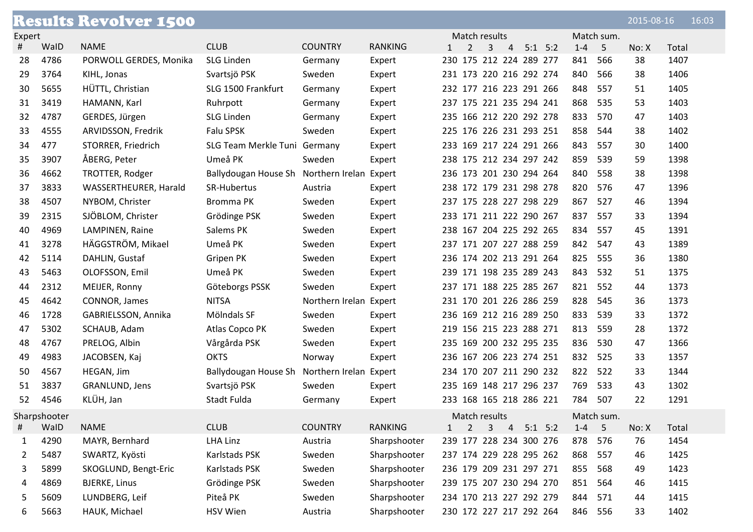# Results Revolver 1500

2015-08-16 16:03

Expert

| # | WaID | NAME | CLUB | COUNTRY | RANKING | Match results 1 | 2 | 3 | 4 | 5:1 | 5:2 | Match sum. 1-4 | 5 | No: X | Total |
|---|---|---|---|---|---|---|---|---|---|---|---|---|---|---|---|
| 28 | 4786 | PORWOLL GERDES, Monika | SLG Linden | Germany | Expert | 230 | 175 | 212 | 224 | 289 | 277 | 841 | 566 | 38 | 1407 |
| 29 | 3764 | KIHL, Jonas | Svartsjö PSK | Sweden | Expert | 231 | 173 | 220 | 216 | 292 | 274 | 840 | 566 | 38 | 1406 |
| 30 | 5655 | HÜTTL, Christian | SLG 1500 Frankfurt | Germany | Expert | 232 | 177 | 216 | 223 | 291 | 266 | 848 | 557 | 51 | 1405 |
| 31 | 3419 | HAMANN, Karl | Ruhrpott | Germany | Expert | 237 | 175 | 221 | 235 | 294 | 241 | 868 | 535 | 53 | 1403 |
| 32 | 4787 | GERDES, Jürgen | SLG Linden | Germany | Expert | 235 | 166 | 212 | 220 | 292 | 278 | 833 | 570 | 47 | 1403 |
| 33 | 4555 | ARVIDSSON, Fredrik | Falu SPSK | Sweden | Expert | 225 | 176 | 226 | 231 | 293 | 251 | 858 | 544 | 38 | 1402 |
| 34 | 477 | STORRER, Friedrich | SLG Team Merkle Tuni | Germany | Expert | 233 | 169 | 217 | 224 | 291 | 266 | 843 | 557 | 30 | 1400 |
| 35 | 3907 | ÅBERG, Peter | Umeå PK | Sweden | Expert | 238 | 175 | 212 | 234 | 297 | 242 | 859 | 539 | 59 | 1398 |
| 36 | 4662 | TROTTER, Rodger | Ballydougan House Sh | Northern Irelan | Expert | 236 | 173 | 201 | 230 | 294 | 264 | 840 | 558 | 38 | 1398 |
| 37 | 3833 | WASSERTHEURER, Harald | SR-Hubertus | Austria | Expert | 238 | 172 | 179 | 231 | 298 | 278 | 820 | 576 | 47 | 1396 |
| 38 | 4507 | NYBOM, Christer | Bromma PK | Sweden | Expert | 237 | 175 | 228 | 227 | 298 | 229 | 867 | 527 | 46 | 1394 |
| 39 | 2315 | SJÖBLOM, Christer | Grödinge PSK | Sweden | Expert | 233 | 171 | 211 | 222 | 290 | 267 | 837 | 557 | 33 | 1394 |
| 40 | 4969 | LAMPINEN, Raine | Salems PK | Sweden | Expert | 238 | 167 | 204 | 225 | 292 | 265 | 834 | 557 | 45 | 1391 |
| 41 | 3278 | HÄGGSTRÖM, Mikael | Umeå PK | Sweden | Expert | 237 | 171 | 207 | 227 | 288 | 259 | 842 | 547 | 43 | 1389 |
| 42 | 5114 | DAHLIN, Gustaf | Gripen PK | Sweden | Expert | 236 | 174 | 202 | 213 | 291 | 264 | 825 | 555 | 36 | 1380 |
| 43 | 5463 | OLOFSSON, Emil | Umeå PK | Sweden | Expert | 239 | 171 | 198 | 235 | 289 | 243 | 843 | 532 | 51 | 1375 |
| 44 | 2312 | MEIJER, Ronny | Göteborgs PSSK | Sweden | Expert | 237 | 171 | 188 | 225 | 285 | 267 | 821 | 552 | 44 | 1373 |
| 45 | 4642 | CONNOR, James | NITSA | Northern Irelan | Expert | 231 | 170 | 201 | 226 | 286 | 259 | 828 | 545 | 36 | 1373 |
| 46 | 1728 | GABRIELSSON, Annika | Mölndals SF | Sweden | Expert | 236 | 169 | 212 | 216 | 289 | 250 | 833 | 539 | 33 | 1372 |
| 47 | 5302 | SCHAUB, Adam | Atlas Copco PK | Sweden | Expert | 219 | 156 | 215 | 223 | 288 | 271 | 813 | 559 | 28 | 1372 |
| 48 | 4767 | PRELOG, Albin | Vårgårda PSK | Sweden | Expert | 235 | 169 | 200 | 232 | 295 | 235 | 836 | 530 | 47 | 1366 |
| 49 | 4983 | JACOBSEN, Kaj | OKTS | Norway | Expert | 236 | 167 | 206 | 223 | 274 | 251 | 832 | 525 | 33 | 1357 |
| 50 | 4567 | HEGAN, Jim | Ballydougan House Sh | Northern Irelan | Expert | 234 | 170 | 207 | 211 | 290 | 232 | 822 | 522 | 33 | 1344 |
| 51 | 3837 | GRANLUND, Jens | Svartsjö PSK | Sweden | Expert | 235 | 169 | 148 | 217 | 296 | 237 | 769 | 533 | 43 | 1302 |
| 52 | 4546 | KLÜH, Jan | Stadt Fulda | Germany | Expert | 233 | 168 | 165 | 218 | 286 | 221 | 784 | 507 | 22 | 1291 |

Sharpshooter

| # | WaID | NAME | CLUB | COUNTRY | RANKING | Match results 1 | 2 | 3 | 4 | 5:1 | 5:2 | Match sum. 1-4 | 5 | No: X | Total |
|---|---|---|---|---|---|---|---|---|---|---|---|---|---|---|---|
| 1 | 4290 | MAYR, Bernhard | LHA Linz | Austria | Sharpshooter | 239 | 177 | 228 | 234 | 300 | 276 | 878 | 576 | 76 | 1454 |
| 2 | 5487 | SWARTZ, Kyösti | Karlstads PSK | Sweden | Sharpshooter | 237 | 174 | 229 | 228 | 295 | 262 | 868 | 557 | 46 | 1425 |
| 3 | 5899 | SKOGLUND, Bengt-Eric | Karlstads PSK | Sweden | Sharpshooter | 236 | 179 | 209 | 231 | 297 | 271 | 855 | 568 | 49 | 1423 |
| 4 | 4869 | BJERKE, Linus | Grödinge PSK | Sweden | Sharpshooter | 239 | 175 | 207 | 230 | 294 | 270 | 851 | 564 | 46 | 1415 |
| 5 | 5609 | LUNDBERG, Leif | Piteå PK | Sweden | Sharpshooter | 234 | 170 | 213 | 227 | 292 | 279 | 844 | 571 | 44 | 1415 |
| 6 | 5663 | HAUK, Michael | HSV Wien | Austria | Sharpshooter | 230 | 172 | 227 | 217 | 292 | 264 | 846 | 556 | 33 | 1402 |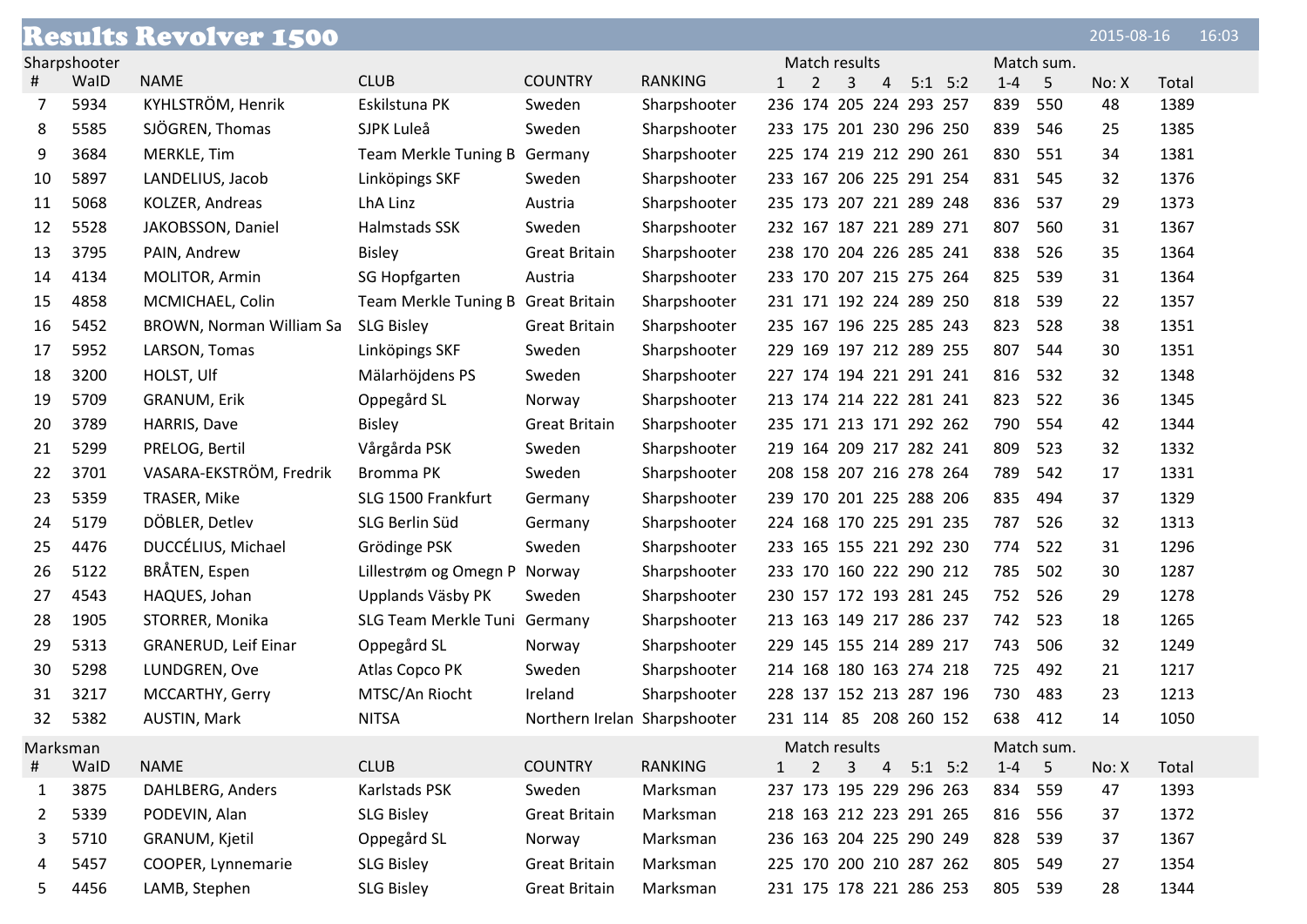# Results Revolver 1500

2015-08-16 16:03

| Sharpshooter | | | | | | Match results | | | | | | Match sum. | | | |
|---|---|---|---|---|---|---|---|---|---|---|---|---|---|---|---|
| # | WaID | NAME | CLUB | COUNTRY | RANKING | 1 | 2 | 3 | 4 | 5:1 | 5:2 | 1-4 | 5 | No: X | Total |
| 7 | 5934 | KYHLSTRÖM, Henrik | Eskilstuna PK | Sweden | Sharpshooter | 236 | 174 | 205 | 224 | 293 | 257 | 839 | 550 | 48 | 1389 |
| 8 | 5585 | SJÖGREN, Thomas | SJPK Luleå | Sweden | Sharpshooter | 233 | 175 | 201 | 230 | 296 | 250 | 839 | 546 | 25 | 1385 |
| 9 | 3684 | MERKLE, Tim | Team Merkle Tuning B | Germany | Sharpshooter | 225 | 174 | 219 | 212 | 290 | 261 | 830 | 551 | 34 | 1381 |
| 10 | 5897 | LANDELIUS, Jacob | Linköpings SKF | Sweden | Sharpshooter | 233 | 167 | 206 | 225 | 291 | 254 | 831 | 545 | 32 | 1376 |
| 11 | 5068 | KOLZER, Andreas | LhA Linz | Austria | Sharpshooter | 235 | 173 | 207 | 221 | 289 | 248 | 836 | 537 | 29 | 1373 |
| 12 | 5528 | JAKOBSSON, Daniel | Halmstads SSK | Sweden | Sharpshooter | 232 | 167 | 187 | 221 | 289 | 271 | 807 | 560 | 31 | 1367 |
| 13 | 3795 | PAIN, Andrew | Bisley | Great Britain | Sharpshooter | 238 | 170 | 204 | 226 | 285 | 241 | 838 | 526 | 35 | 1364 |
| 14 | 4134 | MOLITOR, Armin | SG Hopfgarten | Austria | Sharpshooter | 233 | 170 | 207 | 215 | 275 | 264 | 825 | 539 | 31 | 1364 |
| 15 | 4858 | MCMICHAEL, Colin | Team Merkle Tuning B | Great Britain | Sharpshooter | 231 | 171 | 192 | 224 | 289 | 250 | 818 | 539 | 22 | 1357 |
| 16 | 5452 | BROWN, Norman William Sa | SLG Bisley | Great Britain | Sharpshooter | 235 | 167 | 196 | 225 | 285 | 243 | 823 | 528 | 38 | 1351 |
| 17 | 5952 | LARSON, Tomas | Linköpings SKF | Sweden | Sharpshooter | 229 | 169 | 197 | 212 | 289 | 255 | 807 | 544 | 30 | 1351 |
| 18 | 3200 | HOLST, Ulf | Mälarhöjdens PS | Sweden | Sharpshooter | 227 | 174 | 194 | 221 | 291 | 241 | 816 | 532 | 32 | 1348 |
| 19 | 5709 | GRANUM, Erik | Oppegård SL | Norway | Sharpshooter | 213 | 174 | 214 | 222 | 281 | 241 | 823 | 522 | 36 | 1345 |
| 20 | 3789 | HARRIS, Dave | Bisley | Great Britain | Sharpshooter | 235 | 171 | 213 | 171 | 292 | 262 | 790 | 554 | 42 | 1344 |
| 21 | 5299 | PRELOG, Bertil | Vårgårda PSK | Sweden | Sharpshooter | 219 | 164 | 209 | 217 | 282 | 241 | 809 | 523 | 32 | 1332 |
| 22 | 3701 | VASARA-EKSTRÖM, Fredrik | Bromma PK | Sweden | Sharpshooter | 208 | 158 | 207 | 216 | 278 | 264 | 789 | 542 | 17 | 1331 |
| 23 | 5359 | TRASER, Mike | SLG 1500 Frankfurt | Germany | Sharpshooter | 239 | 170 | 201 | 225 | 288 | 206 | 835 | 494 | 37 | 1329 |
| 24 | 5179 | DÖBLER, Detlev | SLG Berlin Süd | Germany | Sharpshooter | 224 | 168 | 170 | 225 | 291 | 235 | 787 | 526 | 32 | 1313 |
| 25 | 4476 | DUCCÉLIUS, Michael | Grödinge PSK | Sweden | Sharpshooter | 233 | 165 | 155 | 221 | 292 | 230 | 774 | 522 | 31 | 1296 |
| 26 | 5122 | BRÅTEN, Espen | Lillestrøm og Omegn P | Norway | Sharpshooter | 233 | 170 | 160 | 222 | 290 | 212 | 785 | 502 | 30 | 1287 |
| 27 | 4543 | HAQUES, Johan | Upplands Väsby PK | Sweden | Sharpshooter | 230 | 157 | 172 | 193 | 281 | 245 | 752 | 526 | 29 | 1278 |
| 28 | 1905 | STORRER, Monika | SLG Team Merkle Tuni | Germany | Sharpshooter | 213 | 163 | 149 | 217 | 286 | 237 | 742 | 523 | 18 | 1265 |
| 29 | 5313 | GRANERUD, Leif Einar | Oppegård SL | Norway | Sharpshooter | 229 | 145 | 155 | 214 | 289 | 217 | 743 | 506 | 32 | 1249 |
| 30 | 5298 | LUNDGREN, Ove | Atlas Copco PK | Sweden | Sharpshooter | 214 | 168 | 180 | 163 | 274 | 218 | 725 | 492 | 21 | 1217 |
| 31 | 3217 | MCCARTHY, Gerry | MTSC/An Riocht | Ireland | Sharpshooter | 228 | 137 | 152 | 213 | 287 | 196 | 730 | 483 | 23 | 1213 |
| 32 | 5382 | AUSTIN, Mark | NITSA | Northern Irelan | Sharpshooter | 231 | 114 | 85 | 208 | 260 | 152 | 638 | 412 | 14 | 1050 |

| Marksman | | | | | | Match results | | | | | | Match sum. | | | |
|---|---|---|---|---|---|---|---|---|---|---|---|---|---|---|---|
| # | WaID | NAME | CLUB | COUNTRY | RANKING | 1 | 2 | 3 | 4 | 5:1 | 5:2 | 1-4 | 5 | No: X | Total |
| 1 | 3875 | DAHLBERG, Anders | Karlstads PSK | Sweden | Marksman | 237 | 173 | 195 | 229 | 296 | 263 | 834 | 559 | 47 | 1393 |
| 2 | 5339 | PODEVIN, Alan | SLG Bisley | Great Britain | Marksman | 218 | 163 | 212 | 223 | 291 | 265 | 816 | 556 | 37 | 1372 |
| 3 | 5710 | GRANUM, Kjetil | Oppegård SL | Norway | Marksman | 236 | 163 | 204 | 225 | 290 | 249 | 828 | 539 | 37 | 1367 |
| 4 | 5457 | COOPER, Lynnemarie | SLG Bisley | Great Britain | Marksman | 225 | 170 | 200 | 210 | 287 | 262 | 805 | 549 | 27 | 1354 |
| 5 | 4456 | LAMB, Stephen | SLG Bisley | Great Britain | Marksman | 231 | 175 | 178 | 221 | 286 | 253 | 805 | 539 | 28 | 1344 |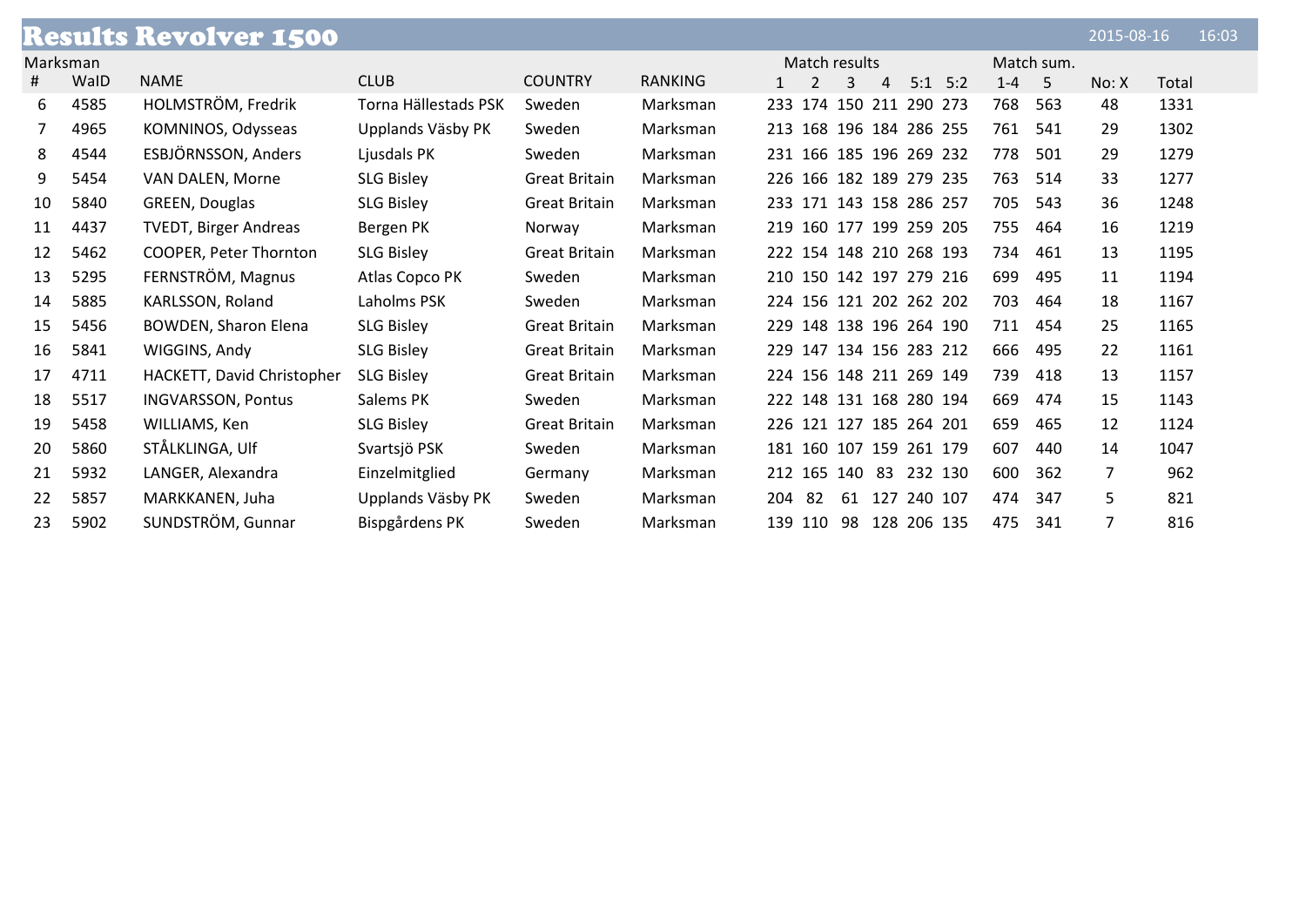# Results Revolver 1500

2015-08-16 16:03

Marksman

| # | WaID | NAME | CLUB | COUNTRY | RANKING | Match results | | | | | | Match sum. | | No: X | Total |
|---|---|---|---|---|---|---|---|---|---|---|---|---|---|---|---|
| | | | | | | 1 | 2 | 3 | 4 | 5:1 | 5:2 | 1-4 | 5 | | |
| 6 | 4585 | HOLMSTRÖM, Fredrik | Torna Hällestads PSK | Sweden | Marksman | 233 | 174 | 150 | 211 | 290 | 273 | 768 | 563 | 48 | 1331 |
| 7 | 4965 | KOMNINOS, Odysseas | Upplands Väsby PK | Sweden | Marksman | 213 | 168 | 196 | 184 | 286 | 255 | 761 | 541 | 29 | 1302 |
| 8 | 4544 | ESBJÖRNSSON, Anders | Ljusdals PK | Sweden | Marksman | 231 | 166 | 185 | 196 | 269 | 232 | 778 | 501 | 29 | 1279 |
| 9 | 5454 | VAN DALEN, Morne | SLG Bisley | Great Britain | Marksman | 226 | 166 | 182 | 189 | 279 | 235 | 763 | 514 | 33 | 1277 |
| 10 | 5840 | GREEN, Douglas | SLG Bisley | Great Britain | Marksman | 233 | 171 | 143 | 158 | 286 | 257 | 705 | 543 | 36 | 1248 |
| 11 | 4437 | TVEDT, Birger Andreas | Bergen PK | Norway | Marksman | 219 | 160 | 177 | 199 | 259 | 205 | 755 | 464 | 16 | 1219 |
| 12 | 5462 | COOPER, Peter Thornton | SLG Bisley | Great Britain | Marksman | 222 | 154 | 148 | 210 | 268 | 193 | 734 | 461 | 13 | 1195 |
| 13 | 5295 | FERNSTRÖM, Magnus | Atlas Copco PK | Sweden | Marksman | 210 | 150 | 142 | 197 | 279 | 216 | 699 | 495 | 11 | 1194 |
| 14 | 5885 | KARLSSON, Roland | Laholms PSK | Sweden | Marksman | 224 | 156 | 121 | 202 | 262 | 202 | 703 | 464 | 18 | 1167 |
| 15 | 5456 | BOWDEN, Sharon Elena | SLG Bisley | Great Britain | Marksman | 229 | 148 | 138 | 196 | 264 | 190 | 711 | 454 | 25 | 1165 |
| 16 | 5841 | WIGGINS, Andy | SLG Bisley | Great Britain | Marksman | 229 | 147 | 134 | 156 | 283 | 212 | 666 | 495 | 22 | 1161 |
| 17 | 4711 | HACKETT, David Christopher | SLG Bisley | Great Britain | Marksman | 224 | 156 | 148 | 211 | 269 | 149 | 739 | 418 | 13 | 1157 |
| 18 | 5517 | INGVARSSON, Pontus | Salems PK | Sweden | Marksman | 222 | 148 | 131 | 168 | 280 | 194 | 669 | 474 | 15 | 1143 |
| 19 | 5458 | WILLIAMS, Ken | SLG Bisley | Great Britain | Marksman | 226 | 121 | 127 | 185 | 264 | 201 | 659 | 465 | 12 | 1124 |
| 20 | 5860 | STÅLKLINGA, Ulf | Svartsjö PSK | Sweden | Marksman | 181 | 160 | 107 | 159 | 261 | 179 | 607 | 440 | 14 | 1047 |
| 21 | 5932 | LANGER, Alexandra | Einzelmitglied | Germany | Marksman | 212 | 165 | 140 | 83 | 232 | 130 | 600 | 362 | 7 | 962 |
| 22 | 5857 | MARKKANEN, Juha | Upplands Väsby PK | Sweden | Marksman | 204 | 82 | 61 | 127 | 240 | 107 | 474 | 347 | 5 | 821 |
| 23 | 5902 | SUNDSTRÖM, Gunnar | Bispgårdens PK | Sweden | Marksman | 139 | 110 | 98 | 128 | 206 | 135 | 475 | 341 | 7 | 816 |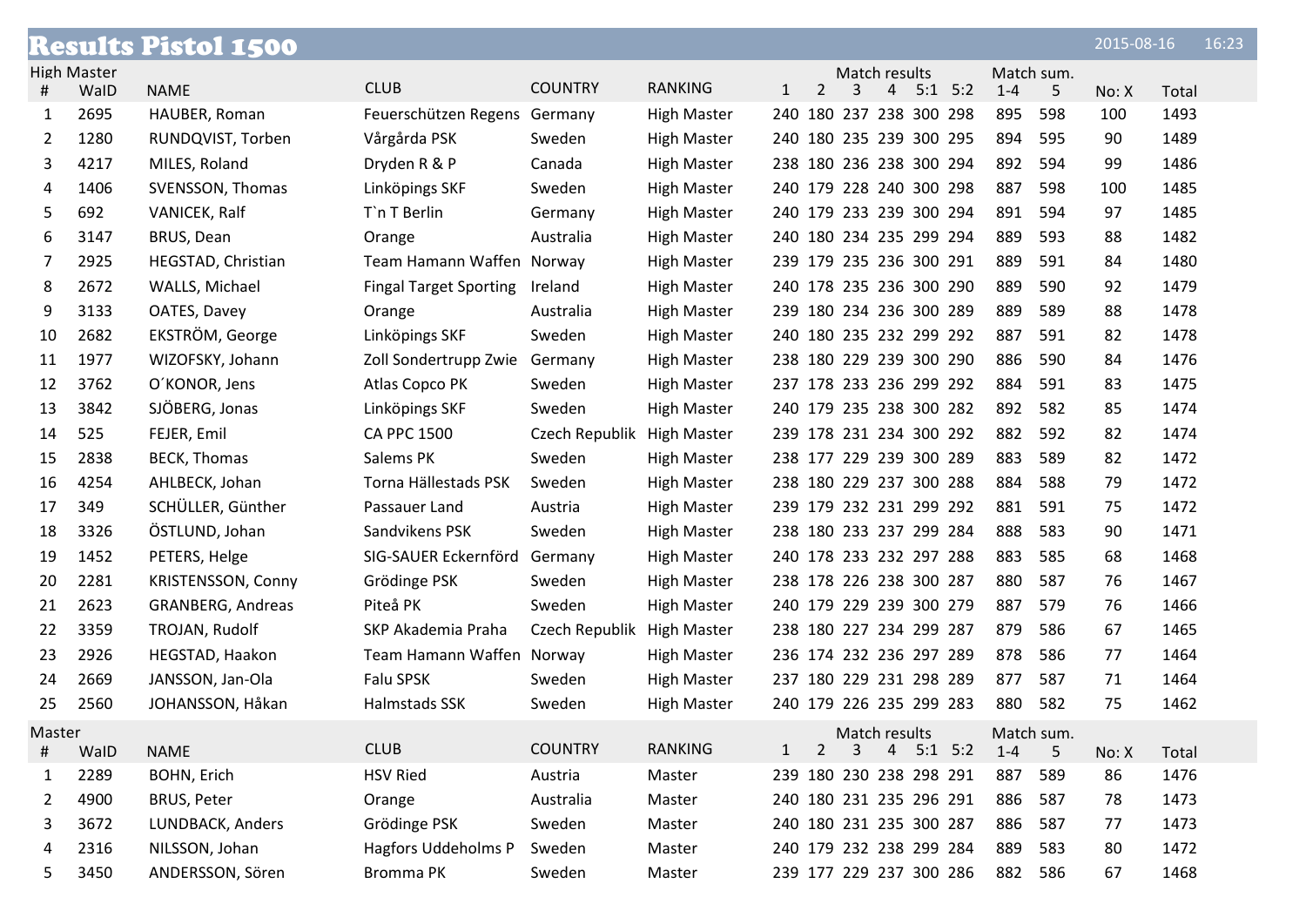# Results Pistol 1500

2015-08-16 16:23

## High Master

| # | WaID | NAME | CLUB | COUNTRY | RANKING | Match results 1 | 2 | 3 | 4 | 5:1 | 5:2 | Match sum. 1-4 | 5 | No: X | Total |
|---|---|---|---|---|---|---|---|---|---|---|---|---|---|---|---|
| 1 | 2695 | HAUBER, Roman | Feuerschützen Regens | Germany | High Master | 240 | 180 | 237 | 238 | 300 | 298 | 895 | 598 | 100 | 1493 |
| 2 | 1280 | RUNDQVIST, Torben | Vårgårda PSK | Sweden | High Master | 240 | 180 | 235 | 239 | 300 | 295 | 894 | 595 | 90 | 1489 |
| 3 | 4217 | MILES, Roland | Dryden R & P | Canada | High Master | 238 | 180 | 236 | 238 | 300 | 294 | 892 | 594 | 99 | 1486 |
| 4 | 1406 | SVENSSON, Thomas | Linköpings SKF | Sweden | High Master | 240 | 179 | 228 | 240 | 300 | 298 | 887 | 598 | 100 | 1485 |
| 5 | 692 | VANICEK, Ralf | T`n T Berlin | Germany | High Master | 240 | 179 | 233 | 239 | 300 | 294 | 891 | 594 | 97 | 1485 |
| 6 | 3147 | BRUS, Dean | Orange | Australia | High Master | 240 | 180 | 234 | 235 | 299 | 294 | 889 | 593 | 88 | 1482 |
| 7 | 2925 | HEGSTAD, Christian | Team Hamann Waffen | Norway | High Master | 239 | 179 | 235 | 236 | 300 | 291 | 889 | 591 | 84 | 1480 |
| 8 | 2672 | WALLS, Michael | Fingal Target Sporting | Ireland | High Master | 240 | 178 | 235 | 236 | 300 | 290 | 889 | 590 | 92 | 1479 |
| 9 | 3133 | OATES, Davey | Orange | Australia | High Master | 239 | 180 | 234 | 236 | 300 | 289 | 889 | 589 | 88 | 1478 |
| 10 | 2682 | EKSTRÖM, George | Linköpings SKF | Sweden | High Master | 240 | 180 | 235 | 232 | 299 | 292 | 887 | 591 | 82 | 1478 |
| 11 | 1977 | WIZOFSKY, Johann | Zoll Sondertrupp Zwie | Germany | High Master | 238 | 180 | 229 | 239 | 300 | 290 | 886 | 590 | 84 | 1476 |
| 12 | 3762 | O´KONOR, Jens | Atlas Copco PK | Sweden | High Master | 237 | 178 | 233 | 236 | 299 | 292 | 884 | 591 | 83 | 1475 |
| 13 | 3842 | SJÖBERG, Jonas | Linköpings SKF | Sweden | High Master | 240 | 179 | 235 | 238 | 300 | 282 | 892 | 582 | 85 | 1474 |
| 14 | 525 | FEJER, Emil | CA PPC 1500 | Czech Republik | High Master | 239 | 178 | 231 | 234 | 300 | 292 | 882 | 592 | 82 | 1474 |
| 15 | 2838 | BECK, Thomas | Salems PK | Sweden | High Master | 238 | 177 | 229 | 239 | 300 | 289 | 883 | 589 | 82 | 1472 |
| 16 | 4254 | AHLBECK, Johan | Torna Hällestads PSK | Sweden | High Master | 238 | 180 | 229 | 237 | 300 | 288 | 884 | 588 | 79 | 1472 |
| 17 | 349 | SCHÜLLER, Günther | Passauer Land | Austria | High Master | 239 | 179 | 232 | 231 | 299 | 292 | 881 | 591 | 75 | 1472 |
| 18 | 3326 | ÖSTLUND, Johan | Sandvikens PSK | Sweden | High Master | 238 | 180 | 233 | 237 | 299 | 284 | 888 | 583 | 90 | 1471 |
| 19 | 1452 | PETERS, Helge | SIG-SAUER Eckernförd | Germany | High Master | 240 | 178 | 233 | 232 | 297 | 288 | 883 | 585 | 68 | 1468 |
| 20 | 2281 | KRISTENSSON, Conny | Grödinge PSK | Sweden | High Master | 238 | 178 | 226 | 238 | 300 | 287 | 880 | 587 | 76 | 1467 |
| 21 | 2623 | GRANBERG, Andreas | Piteå PK | Sweden | High Master | 240 | 179 | 229 | 239 | 300 | 279 | 887 | 579 | 76 | 1466 |
| 22 | 3359 | TROJAN, Rudolf | SKP Akademia Praha | Czech Republik | High Master | 238 | 180 | 227 | 234 | 299 | 287 | 879 | 586 | 67 | 1465 |
| 23 | 2926 | HEGSTAD, Haakon | Team Hamann Waffen | Norway | High Master | 236 | 174 | 232 | 236 | 297 | 289 | 878 | 586 | 77 | 1464 |
| 24 | 2669 | JANSSON, Jan-Ola | Falu SPSK | Sweden | High Master | 237 | 180 | 229 | 231 | 298 | 289 | 877 | 587 | 71 | 1464 |
| 25 | 2560 | JOHANSSON, Håkan | Halmstads SSK | Sweden | High Master | 240 | 179 | 226 | 235 | 299 | 283 | 880 | 582 | 75 | 1462 |

## Master

| # | WaID | NAME | CLUB | COUNTRY | RANKING | Match results 1 | 2 | 3 | 4 | 5:1 | 5:2 | Match sum. 1-4 | 5 | No: X | Total |
|---|---|---|---|---|---|---|---|---|---|---|---|---|---|---|---|
| 1 | 2289 | BOHN, Erich | HSV Ried | Austria | Master | 239 | 180 | 230 | 238 | 298 | 291 | 887 | 589 | 86 | 1476 |
| 2 | 4900 | BRUS, Peter | Orange | Australia | Master | 240 | 180 | 231 | 235 | 296 | 291 | 886 | 587 | 78 | 1473 |
| 3 | 3672 | LUNDBACK, Anders | Grödinge PSK | Sweden | Master | 240 | 180 | 231 | 235 | 300 | 287 | 886 | 587 | 77 | 1473 |
| 4 | 2316 | NILSSON, Johan | Hagfors Uddeholms P | Sweden | Master | 240 | 179 | 232 | 238 | 299 | 284 | 889 | 583 | 80 | 1472 |
| 5 | 3450 | ANDERSSON, Sören | Bromma PK | Sweden | Master | 239 | 177 | 229 | 237 | 300 | 286 | 882 | 586 | 67 | 1468 |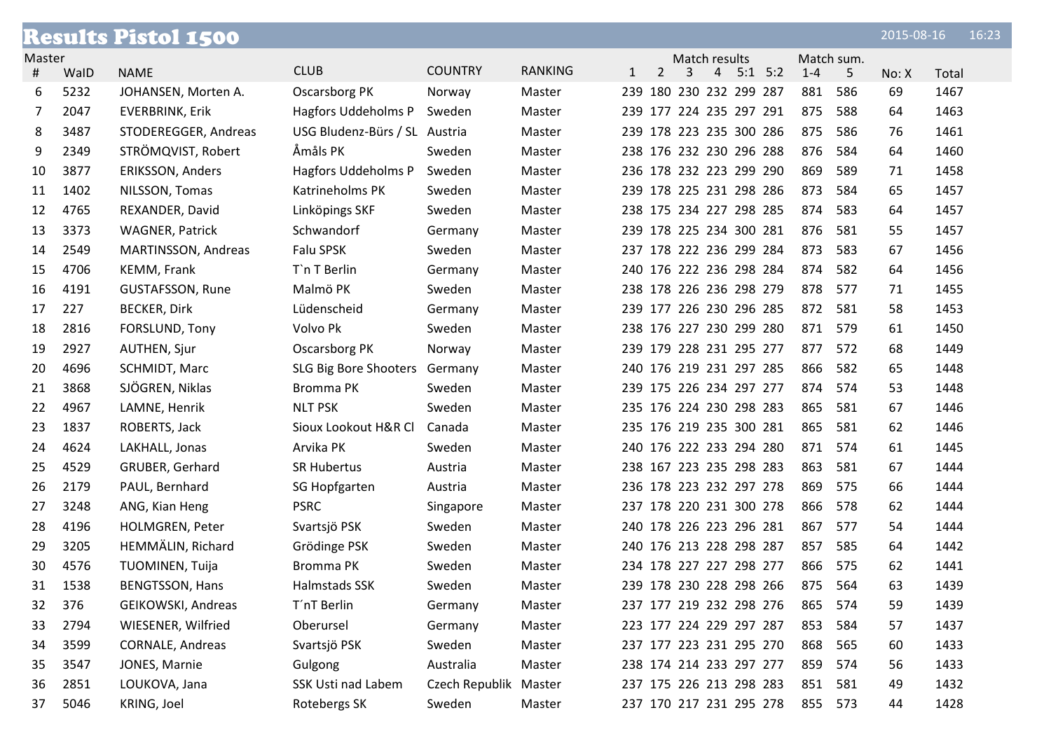# Results Pistol 1500

2015-08-16 16:23

Master

| # | WaID | NAME | CLUB | COUNTRY | RANKING | 1 | 2 | 3 | 4 | 5:1 | 5:2 | 1-4 | 5 | No: X | Total |
|---|---|---|---|---|---|---|---|---|---|---|---|---|---|---|---|
| 6 | 5232 | JOHANSEN, Morten A. | Oscarsborg PK | Norway | Master | 239 | 180 | 230 | 232 | 299 | 287 | 881 | 586 | 69 | 1467 |
| 7 | 2047 | EVERBRINK, Erik | Hagfors Uddeholms P | Sweden | Master | 239 | 177 | 224 | 235 | 297 | 291 | 875 | 588 | 64 | 1463 |
| 8 | 3487 | STODEREGGER, Andreas | USG Bludenz-Bürs / SL | Austria | Master | 239 | 178 | 223 | 235 | 300 | 286 | 875 | 586 | 76 | 1461 |
| 9 | 2349 | STRÖMQVIST, Robert | Åmåls PK | Sweden | Master | 238 | 176 | 232 | 230 | 296 | 288 | 876 | 584 | 64 | 1460 |
| 10 | 3877 | ERIKSSON, Anders | Hagfors Uddeholms P | Sweden | Master | 236 | 178 | 232 | 223 | 299 | 290 | 869 | 589 | 71 | 1458 |
| 11 | 1402 | NILSSON, Tomas | Katrineholms PK | Sweden | Master | 239 | 178 | 225 | 231 | 298 | 286 | 873 | 584 | 65 | 1457 |
| 12 | 4765 | REXANDER, David | Linköpings SKF | Sweden | Master | 238 | 175 | 234 | 227 | 298 | 285 | 874 | 583 | 64 | 1457 |
| 13 | 3373 | WAGNER, Patrick | Schwandorf | Germany | Master | 239 | 178 | 225 | 234 | 300 | 281 | 876 | 581 | 55 | 1457 |
| 14 | 2549 | MARTINSSON, Andreas | Falu SPSK | Sweden | Master | 237 | 178 | 222 | 236 | 299 | 284 | 873 | 583 | 67 | 1456 |
| 15 | 4706 | KEMM, Frank | T`n T Berlin | Germany | Master | 240 | 176 | 222 | 236 | 298 | 284 | 874 | 582 | 64 | 1456 |
| 16 | 4191 | GUSTAFSSON, Rune | Malmö PK | Sweden | Master | 238 | 178 | 226 | 236 | 298 | 279 | 878 | 577 | 71 | 1455 |
| 17 | 227 | BECKER, Dirk | Lüdenscheid | Germany | Master | 239 | 177 | 226 | 230 | 296 | 285 | 872 | 581 | 58 | 1453 |
| 18 | 2816 | FORSLUND, Tony | Volvo Pk | Sweden | Master | 238 | 176 | 227 | 230 | 299 | 280 | 871 | 579 | 61 | 1450 |
| 19 | 2927 | AUTHEN, Sjur | Oscarsborg PK | Norway | Master | 239 | 179 | 228 | 231 | 295 | 277 | 877 | 572 | 68 | 1449 |
| 20 | 4696 | SCHMIDT, Marc | SLG Big Bore Shooters | Germany | Master | 240 | 176 | 219 | 231 | 297 | 285 | 866 | 582 | 65 | 1448 |
| 21 | 3868 | SJÖGREN, Niklas | Bromma PK | Sweden | Master | 239 | 175 | 226 | 234 | 297 | 277 | 874 | 574 | 53 | 1448 |
| 22 | 4967 | LAMNE, Henrik | NLT PSK | Sweden | Master | 235 | 176 | 224 | 230 | 298 | 283 | 865 | 581 | 67 | 1446 |
| 23 | 1837 | ROBERTS, Jack | Sioux Lookout H&R Cl | Canada | Master | 235 | 176 | 219 | 235 | 300 | 281 | 865 | 581 | 62 | 1446 |
| 24 | 4624 | LAKHALL, Jonas | Arvika PK | Sweden | Master | 240 | 176 | 222 | 233 | 294 | 280 | 871 | 574 | 61 | 1445 |
| 25 | 4529 | GRUBER, Gerhard | SR Hubertus | Austria | Master | 238 | 167 | 223 | 235 | 298 | 283 | 863 | 581 | 67 | 1444 |
| 26 | 2179 | PAUL, Bernhard | SG Hopfgarten | Austria | Master | 236 | 178 | 223 | 232 | 297 | 278 | 869 | 575 | 66 | 1444 |
| 27 | 3248 | ANG, Kian Heng | PSRC | Singapore | Master | 237 | 178 | 220 | 231 | 300 | 278 | 866 | 578 | 62 | 1444 |
| 28 | 4196 | HOLMGREN, Peter | Svartsjö PSK | Sweden | Master | 240 | 178 | 226 | 223 | 296 | 281 | 867 | 577 | 54 | 1444 |
| 29 | 3205 | HEMMÄLIN, Richard | Grödinge PSK | Sweden | Master | 240 | 176 | 213 | 228 | 298 | 287 | 857 | 585 | 64 | 1442 |
| 30 | 4576 | TUOMINEN, Tuija | Bromma PK | Sweden | Master | 234 | 178 | 227 | 227 | 298 | 277 | 866 | 575 | 62 | 1441 |
| 31 | 1538 | BENGTSSON, Hans | Halmstads SSK | Sweden | Master | 239 | 178 | 230 | 228 | 298 | 266 | 875 | 564 | 63 | 1439 |
| 32 | 376 | GEIKOWSKI, Andreas | T´nT Berlin | Germany | Master | 237 | 177 | 219 | 232 | 298 | 276 | 865 | 574 | 59 | 1439 |
| 33 | 2794 | WIESENER, Wilfried | Oberursel | Germany | Master | 223 | 177 | 224 | 229 | 297 | 287 | 853 | 584 | 57 | 1437 |
| 34 | 3599 | CORNALE, Andreas | Svartsjö PSK | Sweden | Master | 237 | 177 | 223 | 231 | 295 | 270 | 868 | 565 | 60 | 1433 |
| 35 | 3547 | JONES, Marnie | Gulgong | Australia | Master | 238 | 174 | 214 | 233 | 297 | 277 | 859 | 574 | 56 | 1433 |
| 36 | 2851 | LOUKOVA, Jana | SSK Usti nad Labem | Czech Republik | Master | 237 | 175 | 226 | 213 | 298 | 283 | 851 | 581 | 49 | 1432 |
| 37 | 5046 | KRING, Joel | Rotebergs SK | Sweden | Master | 237 | 170 | 217 | 231 | 295 | 278 | 855 | 573 | 44 | 1428 |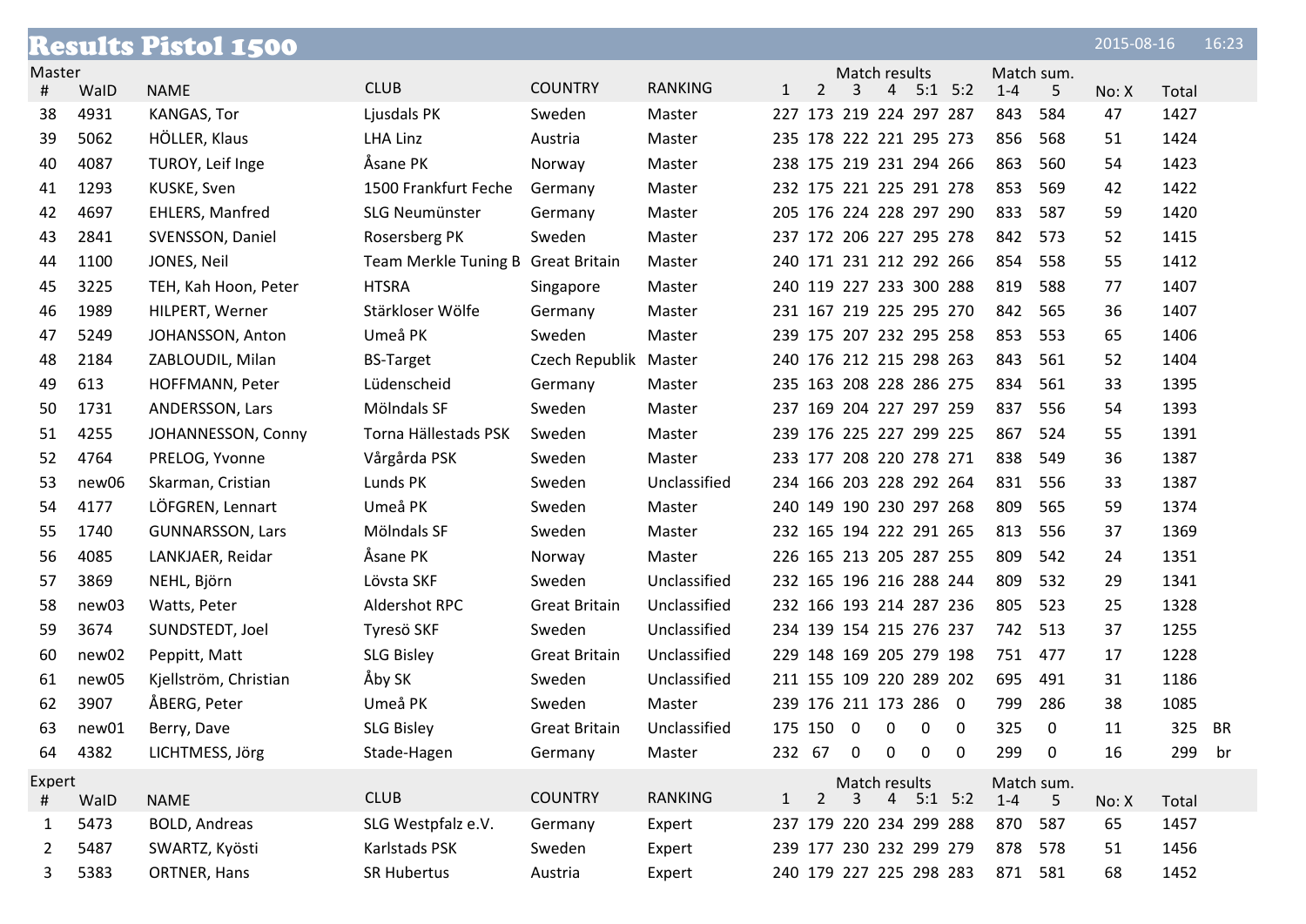# Results Pistol 1500

2015-08-16 16:23

## Master

| # | WaID | NAME | CLUB | COUNTRY | RANKING | 1 | 2 | 3 | 4 | 5:1 | 5:2 | 1-4 | 5 | No: X | Total | |
|---|---|---|---|---|---|---|---|---|---|---|---|---|---|---|---|---|
| | | | | | | Match results | | | | | | Match sum. | | | | |
| 38 | 4931 | KANGAS, Tor | Ljusdals PK | Sweden | Master | 227 | 173 | 219 | 224 | 297 | 287 | 843 | 584 | 47 | 1427 | |
| 39 | 5062 | HÖLLER, Klaus | LHA Linz | Austria | Master | 235 | 178 | 222 | 221 | 295 | 273 | 856 | 568 | 51 | 1424 | |
| 40 | 4087 | TUROY, Leif Inge | Åsane PK | Norway | Master | 238 | 175 | 219 | 231 | 294 | 266 | 863 | 560 | 54 | 1423 | |
| 41 | 1293 | KUSKE, Sven | 1500 Frankfurt Feche | Germany | Master | 232 | 175 | 221 | 225 | 291 | 278 | 853 | 569 | 42 | 1422 | |
| 42 | 4697 | EHLERS, Manfred | SLG Neumünster | Germany | Master | 205 | 176 | 224 | 228 | 297 | 290 | 833 | 587 | 59 | 1420 | |
| 43 | 2841 | SVENSSON, Daniel | Rosersberg PK | Sweden | Master | 237 | 172 | 206 | 227 | 295 | 278 | 842 | 573 | 52 | 1415 | |
| 44 | 1100 | JONES, Neil | Team Merkle Tuning B | Great Britain | Master | 240 | 171 | 231 | 212 | 292 | 266 | 854 | 558 | 55 | 1412 | |
| 45 | 3225 | TEH, Kah Hoon, Peter | HTSRA | Singapore | Master | 240 | 119 | 227 | 233 | 300 | 288 | 819 | 588 | 77 | 1407 | |
| 46 | 1989 | HILPERT, Werner | Stärkloser Wölfe | Germany | Master | 231 | 167 | 219 | 225 | 295 | 270 | 842 | 565 | 36 | 1407 | |
| 47 | 5249 | JOHANSSON, Anton | Umeå PK | Sweden | Master | 239 | 175 | 207 | 232 | 295 | 258 | 853 | 553 | 65 | 1406 | |
| 48 | 2184 | ZABLOUDIL, Milan | BS-Target | Czech Republik | Master | 240 | 176 | 212 | 215 | 298 | 263 | 843 | 561 | 52 | 1404 | |
| 49 | 613 | HOFFMANN, Peter | Lüdenscheid | Germany | Master | 235 | 163 | 208 | 228 | 286 | 275 | 834 | 561 | 33 | 1395 | |
| 50 | 1731 | ANDERSSON, Lars | Mölndals SF | Sweden | Master | 237 | 169 | 204 | 227 | 297 | 259 | 837 | 556 | 54 | 1393 | |
| 51 | 4255 | JOHANNESSON, Conny | Torna Hällestads PSK | Sweden | Master | 239 | 176 | 225 | 227 | 299 | 225 | 867 | 524 | 55 | 1391 | |
| 52 | 4764 | PRELOG, Yvonne | Vårgårda PSK | Sweden | Master | 233 | 177 | 208 | 220 | 278 | 271 | 838 | 549 | 36 | 1387 | |
| 53 | new06 | Skarman, Cristian | Lunds PK | Sweden | Unclassified | 234 | 166 | 203 | 228 | 292 | 264 | 831 | 556 | 33 | 1387 | |
| 54 | 4177 | LÖFGREN, Lennart | Umeå PK | Sweden | Master | 240 | 149 | 190 | 230 | 297 | 268 | 809 | 565 | 59 | 1374 | |
| 55 | 1740 | GUNNARSSON, Lars | Mölndals SF | Sweden | Master | 232 | 165 | 194 | 222 | 291 | 265 | 813 | 556 | 37 | 1369 | |
| 56 | 4085 | LANKJAER, Reidar | Åsane PK | Norway | Master | 226 | 165 | 213 | 205 | 287 | 255 | 809 | 542 | 24 | 1351 | |
| 57 | 3869 | NEHL, Björn | Lövsta SKF | Sweden | Unclassified | 232 | 165 | 196 | 216 | 288 | 244 | 809 | 532 | 29 | 1341 | |
| 58 | new03 | Watts, Peter | Aldershot RPC | Great Britain | Unclassified | 232 | 166 | 193 | 214 | 287 | 236 | 805 | 523 | 25 | 1328 | |
| 59 | 3674 | SUNDSTEDT, Joel | Tyresö SKF | Sweden | Unclassified | 234 | 139 | 154 | 215 | 276 | 237 | 742 | 513 | 37 | 1255 | |
| 60 | new02 | Peppitt, Matt | SLG Bisley | Great Britain | Unclassified | 229 | 148 | 169 | 205 | 279 | 198 | 751 | 477 | 17 | 1228 | |
| 61 | new05 | Kjellström, Christian | Åby SK | Sweden | Unclassified | 211 | 155 | 109 | 220 | 289 | 202 | 695 | 491 | 31 | 1186 | |
| 62 | 3907 | ÅBERG, Peter | Umeå PK | Sweden | Master | 239 | 176 | 211 | 173 | 286 | 0 | 799 | 286 | 38 | 1085 | |
| 63 | new01 | Berry, Dave | SLG Bisley | Great Britain | Unclassified | 175 | 150 | 0 | 0 | 0 | 0 | 325 | 0 | 11 | 325 | BR |
| 64 | 4382 | LICHTMESS, Jörg | Stade-Hagen | Germany | Master | 232 | 67 | 0 | 0 | 0 | 0 | 299 | 0 | 16 | 299 | br |

## Expert

| # | WaID | NAME | CLUB | COUNTRY | RANKING | 1 | 2 | 3 | 4 | 5:1 | 5:2 | 1-4 | 5 | No: X | Total |
|---|---|---|---|---|---|---|---|---|---|---|---|---|---|---|---|
| | | | | | | Match results | | | | | | Match sum. | | | |
| 1 | 5473 | BOLD, Andreas | SLG Westpfalz e.V. | Germany | Expert | 237 | 179 | 220 | 234 | 299 | 288 | 870 | 587 | 65 | 1457 |
| 2 | 5487 | SWARTZ, Kyösti | Karlstads PSK | Sweden | Expert | 239 | 177 | 230 | 232 | 299 | 279 | 878 | 578 | 51 | 1456 |
| 3 | 5383 | ORTNER, Hans | SR Hubertus | Austria | Expert | 240 | 179 | 227 | 225 | 298 | 283 | 871 | 581 | 68 | 1452 |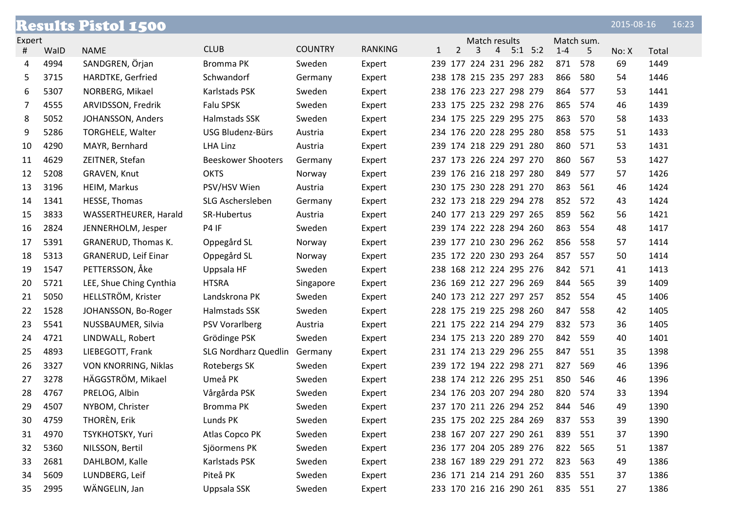# Results Pistol 1500

2015-08-16 16:23

Expert

| # | WaID | NAME | CLUB | COUNTRY | RANKING | Match results 1 | 2 | 3 | 4 | 5:1 | 5:2 | Match sum. 1-4 | 5 | No: X | Total |
|---|---|---|---|---|---|---|---|---|---|---|---|---|---|---|---|
| 4 | 4994 | SANDGREN, Örjan | Bromma PK | Sweden | Expert | 239 | 177 | 224 | 231 | 296 | 282 | 871 | 578 | 69 | 1449 |
| 5 | 3715 | HARDTKE, Gerfried | Schwandorf | Germany | Expert | 238 | 178 | 215 | 235 | 297 | 283 | 866 | 580 | 54 | 1446 |
| 6 | 5307 | NORBERG, Mikael | Karlstads PSK | Sweden | Expert | 238 | 176 | 223 | 227 | 298 | 279 | 864 | 577 | 53 | 1441 |
| 7 | 4555 | ARVIDSSON, Fredrik | Falu SPSK | Sweden | Expert | 233 | 175 | 225 | 232 | 298 | 276 | 865 | 574 | 46 | 1439 |
| 8 | 5052 | JOHANSSON, Anders | Halmstads SSK | Sweden | Expert | 234 | 175 | 225 | 229 | 295 | 275 | 863 | 570 | 58 | 1433 |
| 9 | 5286 | TORGHELE, Walter | USG Bludenz-Bürs | Austria | Expert | 234 | 176 | 220 | 228 | 295 | 280 | 858 | 575 | 51 | 1433 |
| 10 | 4290 | MAYR, Bernhard | LHA Linz | Austria | Expert | 239 | 174 | 218 | 229 | 291 | 280 | 860 | 571 | 53 | 1431 |
| 11 | 4629 | ZEITNER, Stefan | Beeskower Shooters | Germany | Expert | 237 | 173 | 226 | 224 | 297 | 270 | 860 | 567 | 53 | 1427 |
| 12 | 5208 | GRAVEN, Knut | OKTS | Norway | Expert | 239 | 176 | 216 | 218 | 297 | 280 | 849 | 577 | 57 | 1426 |
| 13 | 3196 | HEIM, Markus | PSV/HSV Wien | Austria | Expert | 230 | 175 | 230 | 228 | 291 | 270 | 863 | 561 | 46 | 1424 |
| 14 | 1341 | HESSE, Thomas | SLG Aschersleben | Germany | Expert | 232 | 173 | 218 | 229 | 294 | 278 | 852 | 572 | 43 | 1424 |
| 15 | 3833 | WASSERTHEURER, Harald | SR-Hubertus | Austria | Expert | 240 | 177 | 213 | 229 | 297 | 265 | 859 | 562 | 56 | 1421 |
| 16 | 2824 | JENNERHOLM, Jesper | P4 IF | Sweden | Expert | 239 | 174 | 222 | 228 | 294 | 260 | 863 | 554 | 48 | 1417 |
| 17 | 5391 | GRANERUD, Thomas K. | Oppegård SL | Norway | Expert | 239 | 177 | 210 | 230 | 296 | 262 | 856 | 558 | 57 | 1414 |
| 18 | 5313 | GRANERUD, Leif Einar | Oppegård SL | Norway | Expert | 235 | 172 | 220 | 230 | 293 | 264 | 857 | 557 | 50 | 1414 |
| 19 | 1547 | PETTERSSON, Åke | Uppsala HF | Sweden | Expert | 238 | 168 | 212 | 224 | 295 | 276 | 842 | 571 | 41 | 1413 |
| 20 | 5721 | LEE, Shue Ching Cynthia | HTSRA | Singapore | Expert | 236 | 169 | 212 | 227 | 296 | 269 | 844 | 565 | 39 | 1409 |
| 21 | 5050 | HELLSTRÖM, Krister | Landskrona PK | Sweden | Expert | 240 | 173 | 212 | 227 | 297 | 257 | 852 | 554 | 45 | 1406 |
| 22 | 1528 | JOHANSSON, Bo-Roger | Halmstads SSK | Sweden | Expert | 228 | 175 | 219 | 225 | 298 | 260 | 847 | 558 | 42 | 1405 |
| 23 | 5541 | NUSSBAUMER, Silvia | PSV Vorarlberg | Austria | Expert | 221 | 175 | 222 | 214 | 294 | 279 | 832 | 573 | 36 | 1405 |
| 24 | 4721 | LINDWALL, Robert | Grödinge PSK | Sweden | Expert | 234 | 175 | 213 | 220 | 289 | 270 | 842 | 559 | 40 | 1401 |
| 25 | 4893 | LIEBEGOTT, Frank | SLG Nordharz Quedlin | Germany | Expert | 231 | 174 | 213 | 229 | 296 | 255 | 847 | 551 | 35 | 1398 |
| 26 | 3327 | VON KNORRING, Niklas | Rotebergs SK | Sweden | Expert | 239 | 172 | 194 | 222 | 298 | 271 | 827 | 569 | 46 | 1396 |
| 27 | 3278 | HÄGGSTRÖM, Mikael | Umeå PK | Sweden | Expert | 238 | 174 | 212 | 226 | 295 | 251 | 850 | 546 | 46 | 1396 |
| 28 | 4767 | PRELOG, Albin | Vårgårda PSK | Sweden | Expert | 234 | 176 | 203 | 207 | 294 | 280 | 820 | 574 | 33 | 1394 |
| 29 | 4507 | NYBOM, Christer | Bromma PK | Sweden | Expert | 237 | 170 | 211 | 226 | 294 | 252 | 844 | 546 | 49 | 1390 |
| 30 | 4759 | THORÈN, Erik | Lunds PK | Sweden | Expert | 235 | 175 | 202 | 225 | 284 | 269 | 837 | 553 | 39 | 1390 |
| 31 | 4970 | TSYKHOTSKY, Yuri | Atlas Copco PK | Sweden | Expert | 238 | 167 | 207 | 227 | 290 | 261 | 839 | 551 | 37 | 1390 |
| 32 | 5360 | NILSSON, Bertil | Sjöormens PK | Sweden | Expert | 236 | 177 | 204 | 205 | 289 | 276 | 822 | 565 | 51 | 1387 |
| 33 | 2681 | DAHLBOM, Kalle | Karlstads PSK | Sweden | Expert | 238 | 167 | 189 | 229 | 291 | 272 | 823 | 563 | 49 | 1386 |
| 34 | 5609 | LUNDBERG, Leif | Piteå PK | Sweden | Expert | 236 | 171 | 214 | 214 | 291 | 260 | 835 | 551 | 37 | 1386 |
| 35 | 2995 | WÄNGELIN, Jan | Uppsala SSK | Sweden | Expert | 233 | 170 | 216 | 216 | 290 | 261 | 835 | 551 | 27 | 1386 |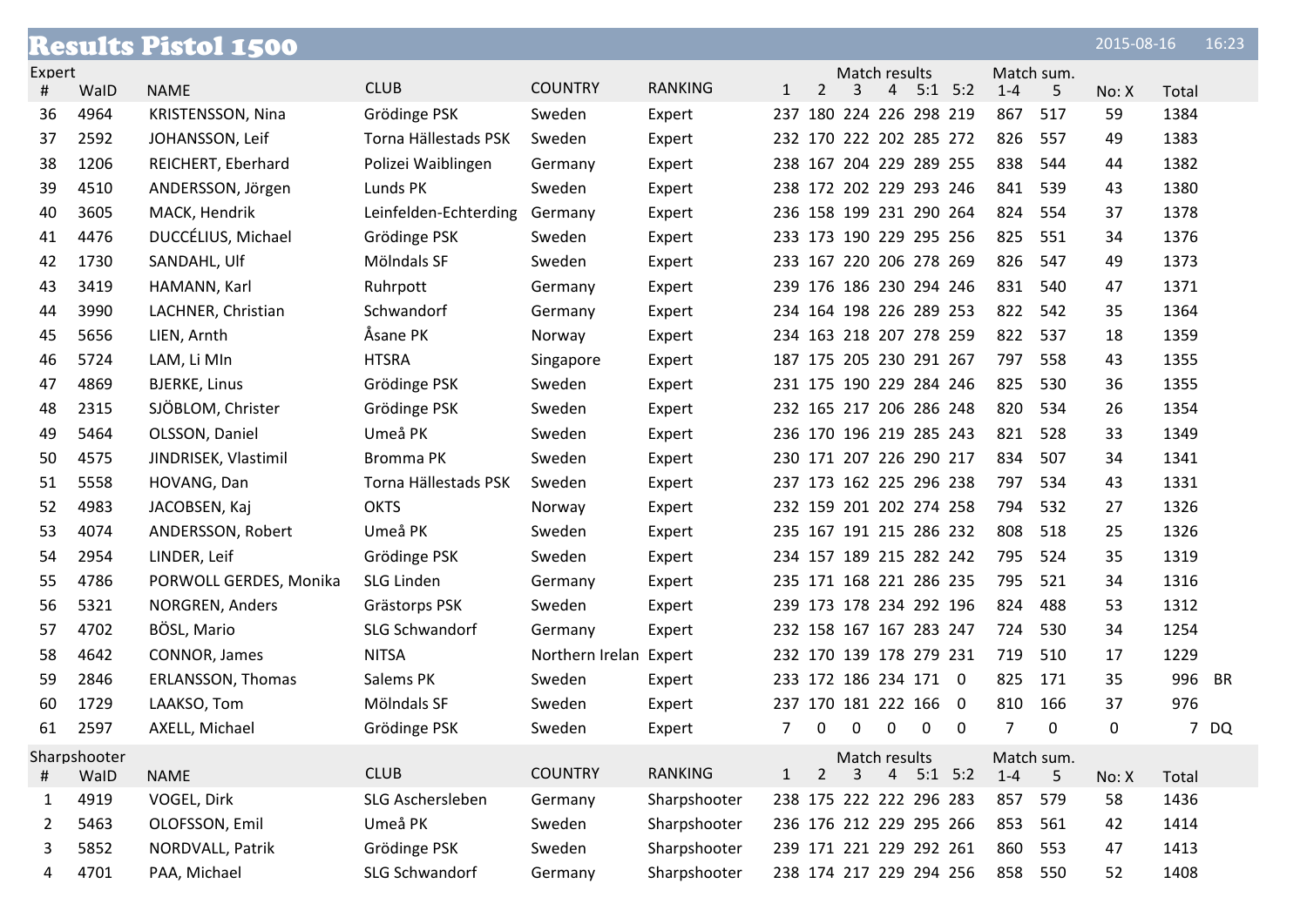# Results Pistol 1500

2015-08-16 16:23

Expert

| # | WaID | NAME | CLUB | COUNTRY | RANKING | 1 | 2 | 3 | 4 | 5:1 | 5:2 | 1-4 | 5 | No: X | Total | |
|---|---|---|---|---|---|---|---|---|---|---|---|---|---|---|---|---|
| | | | | | | Match results | | | | | | Match sum. | | | | |
| 36 | 4964 | KRISTENSSON, Nina | Grödinge PSK | Sweden | Expert | 237 | 180 | 224 | 226 | 298 | 219 | 867 | 517 | 59 | 1384 | |
| 37 | 2592 | JOHANSSON, Leif | Torna Hällestads PSK | Sweden | Expert | 232 | 170 | 222 | 202 | 285 | 272 | 826 | 557 | 49 | 1383 | |
| 38 | 1206 | REICHERT, Eberhard | Polizei Waiblingen | Germany | Expert | 238 | 167 | 204 | 229 | 289 | 255 | 838 | 544 | 44 | 1382 | |
| 39 | 4510 | ANDERSSON, Jörgen | Lunds PK | Sweden | Expert | 238 | 172 | 202 | 229 | 293 | 246 | 841 | 539 | 43 | 1380 | |
| 40 | 3605 | MACK, Hendrik | Leinfelden-Echterding | Germany | Expert | 236 | 158 | 199 | 231 | 290 | 264 | 824 | 554 | 37 | 1378 | |
| 41 | 4476 | DUCCÉLIUS, Michael | Grödinge PSK | Sweden | Expert | 233 | 173 | 190 | 229 | 295 | 256 | 825 | 551 | 34 | 1376 | |
| 42 | 1730 | SANDAHL, Ulf | Mölndals SF | Sweden | Expert | 233 | 167 | 220 | 206 | 278 | 269 | 826 | 547 | 49 | 1373 | |
| 43 | 3419 | HAMANN, Karl | Ruhrpott | Germany | Expert | 239 | 176 | 186 | 230 | 294 | 246 | 831 | 540 | 47 | 1371 | |
| 44 | 3990 | LACHNER, Christian | Schwandorf | Germany | Expert | 234 | 164 | 198 | 226 | 289 | 253 | 822 | 542 | 35 | 1364 | |
| 45 | 5656 | LIEN, Arnth | Åsane PK | Norway | Expert | 234 | 163 | 218 | 207 | 278 | 259 | 822 | 537 | 18 | 1359 | |
| 46 | 5724 | LAM, Li MIn | HTSRA | Singapore | Expert | 187 | 175 | 205 | 230 | 291 | 267 | 797 | 558 | 43 | 1355 | |
| 47 | 4869 | BJERKE, Linus | Grödinge PSK | Sweden | Expert | 231 | 175 | 190 | 229 | 284 | 246 | 825 | 530 | 36 | 1355 | |
| 48 | 2315 | SJÖBLOM, Christer | Grödinge PSK | Sweden | Expert | 232 | 165 | 217 | 206 | 286 | 248 | 820 | 534 | 26 | 1354 | |
| 49 | 5464 | OLSSON, Daniel | Umeå PK | Sweden | Expert | 236 | 170 | 196 | 219 | 285 | 243 | 821 | 528 | 33 | 1349 | |
| 50 | 4575 | JINDRISEK, Vlastimil | Bromma PK | Sweden | Expert | 230 | 171 | 207 | 226 | 290 | 217 | 834 | 507 | 34 | 1341 | |
| 51 | 5558 | HOVANG, Dan | Torna Hällestads PSK | Sweden | Expert | 237 | 173 | 162 | 225 | 296 | 238 | 797 | 534 | 43 | 1331 | |
| 52 | 4983 | JACOBSEN, Kaj | OKTS | Norway | Expert | 232 | 159 | 201 | 202 | 274 | 258 | 794 | 532 | 27 | 1326 | |
| 53 | 4074 | ANDERSSON, Robert | Umeå PK | Sweden | Expert | 235 | 167 | 191 | 215 | 286 | 232 | 808 | 518 | 25 | 1326 | |
| 54 | 2954 | LINDER, Leif | Grödinge PSK | Sweden | Expert | 234 | 157 | 189 | 215 | 282 | 242 | 795 | 524 | 35 | 1319 | |
| 55 | 4786 | PORWOLL GERDES, Monika | SLG Linden | Germany | Expert | 235 | 171 | 168 | 221 | 286 | 235 | 795 | 521 | 34 | 1316 | |
| 56 | 5321 | NORGREN, Anders | Grästorps PSK | Sweden | Expert | 239 | 173 | 178 | 234 | 292 | 196 | 824 | 488 | 53 | 1312 | |
| 57 | 4702 | BÖSL, Mario | SLG Schwandorf | Germany | Expert | 232 | 158 | 167 | 167 | 283 | 247 | 724 | 530 | 34 | 1254 | |
| 58 | 4642 | CONNOR, James | NITSA | Northern Irelan | Expert | 232 | 170 | 139 | 178 | 279 | 231 | 719 | 510 | 17 | 1229 | |
| 59 | 2846 | ERLANSSON, Thomas | Salems PK | Sweden | Expert | 233 | 172 | 186 | 234 | 171 | 0 | 825 | 171 | 35 | 996 | BR |
| 60 | 1729 | LAAKSO, Tom | Mölndals SF | Sweden | Expert | 237 | 170 | 181 | 222 | 166 | 0 | 810 | 166 | 37 | 976 | |
| 61 | 2597 | AXELL, Michael | Grödinge PSK | Sweden | Expert | 7 | 0 | 0 | 0 | 0 | 0 | 7 | 0 | 0 | 7 | DQ |

Sharpshooter

| # | WaID | NAME | CLUB | COUNTRY | RANKING | 1 | 2 | 3 | 4 | 5:1 | 5:2 | 1-4 | 5 | No: X | Total |
|---|---|---|---|---|---|---|---|---|---|---|---|---|---|---|---|
| | | | | | | Match results | | | | | | Match sum. | | | |
| 1 | 4919 | VOGEL, Dirk | SLG Aschersleben | Germany | Sharpshooter | 238 | 175 | 222 | 222 | 296 | 283 | 857 | 579 | 58 | 1436 |
| 2 | 5463 | OLOFSSON, Emil | Umeå PK | Sweden | Sharpshooter | 236 | 176 | 212 | 229 | 295 | 266 | 853 | 561 | 42 | 1414 |
| 3 | 5852 | NORDVALL, Patrik | Grödinge PSK | Sweden | Sharpshooter | 239 | 171 | 221 | 229 | 292 | 261 | 860 | 553 | 47 | 1413 |
| 4 | 4701 | PAA, Michael | SLG Schwandorf | Germany | Sharpshooter | 238 | 174 | 217 | 229 | 294 | 256 | 858 | 550 | 52 | 1408 |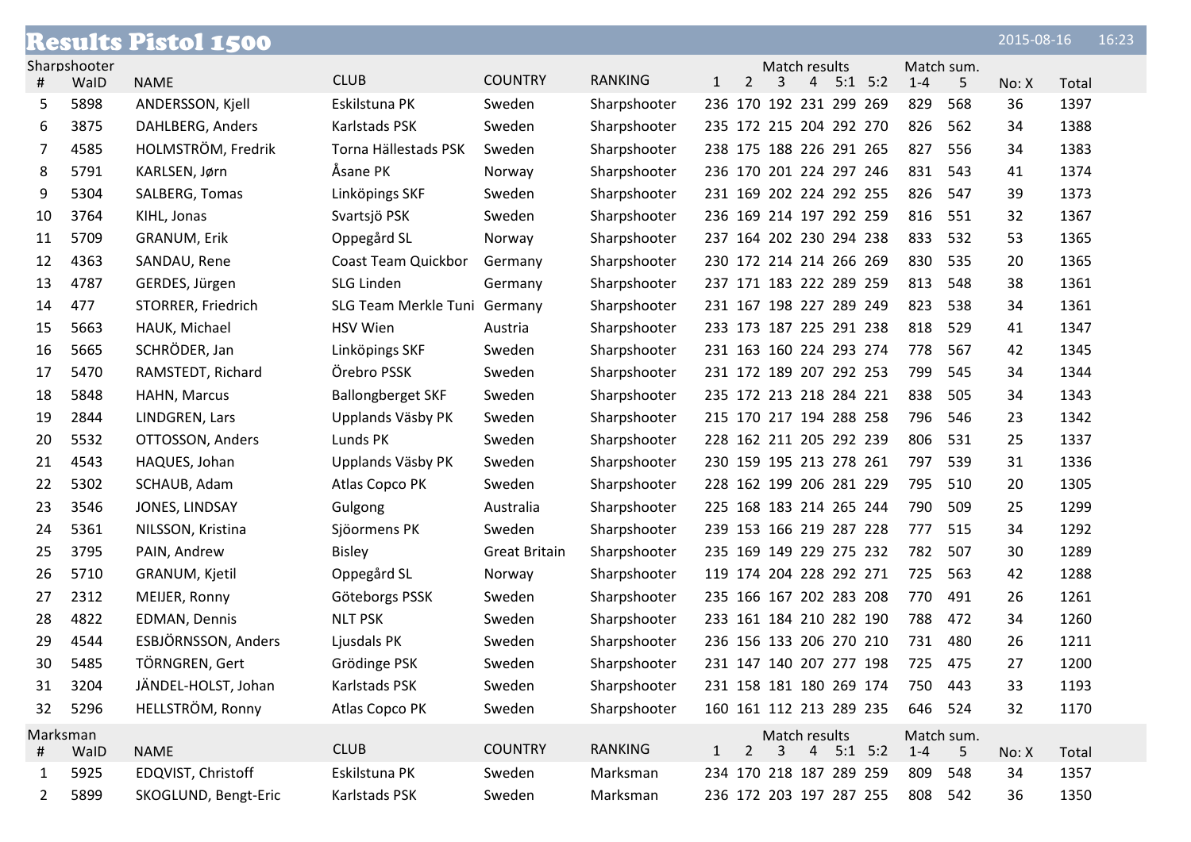# Results Pistol 1500

2015-08-16 16:23

### Sharpshooter

| # | WaID | NAME | CLUB | COUNTRY | RANKING | Match results 1 | 2 | 3 | 4 | 5:1 | 5:2 | Match sum. 1-4 | 5 | No: X | Total |
|---|---|---|---|---|---|---|---|---|---|---|---|---|---|---|---|
| 5 | 5898 | ANDERSSON, Kjell | Eskilstuna PK | Sweden | Sharpshooter | 236 | 170 | 192 | 231 | 299 | 269 | 829 | 568 | 36 | 1397 |
| 6 | 3875 | DAHLBERG, Anders | Karlstads PSK | Sweden | Sharpshooter | 235 | 172 | 215 | 204 | 292 | 270 | 826 | 562 | 34 | 1388 |
| 7 | 4585 | HOLMSTRÖM, Fredrik | Torna Hällestads PSK | Sweden | Sharpshooter | 238 | 175 | 188 | 226 | 291 | 265 | 827 | 556 | 34 | 1383 |
| 8 | 5791 | KARLSEN, Jørn | Åsane PK | Norway | Sharpshooter | 236 | 170 | 201 | 224 | 297 | 246 | 831 | 543 | 41 | 1374 |
| 9 | 5304 | SALBERG, Tomas | Linköpings SKF | Sweden | Sharpshooter | 231 | 169 | 202 | 224 | 292 | 255 | 826 | 547 | 39 | 1373 |
| 10 | 3764 | KIHL, Jonas | Svartsjö PSK | Sweden | Sharpshooter | 236 | 169 | 214 | 197 | 292 | 259 | 816 | 551 | 32 | 1367 |
| 11 | 5709 | GRANUM, Erik | Oppegård SL | Norway | Sharpshooter | 237 | 164 | 202 | 230 | 294 | 238 | 833 | 532 | 53 | 1365 |
| 12 | 4363 | SANDAU, Rene | Coast Team Quickbor | Germany | Sharpshooter | 230 | 172 | 214 | 214 | 266 | 269 | 830 | 535 | 20 | 1365 |
| 13 | 4787 | GERDES, Jürgen | SLG Linden | Germany | Sharpshooter | 237 | 171 | 183 | 222 | 289 | 259 | 813 | 548 | 38 | 1361 |
| 14 | 477 | STORRER, Friedrich | SLG Team Merkle Tuni | Germany | Sharpshooter | 231 | 167 | 198 | 227 | 289 | 249 | 823 | 538 | 34 | 1361 |
| 15 | 5663 | HAUK, Michael | HSV Wien | Austria | Sharpshooter | 233 | 173 | 187 | 225 | 291 | 238 | 818 | 529 | 41 | 1347 |
| 16 | 5665 | SCHRÖDER, Jan | Linköpings SKF | Sweden | Sharpshooter | 231 | 163 | 160 | 224 | 293 | 274 | 778 | 567 | 42 | 1345 |
| 17 | 5470 | RAMSTEDT, Richard | Örebro PSSK | Sweden | Sharpshooter | 231 | 172 | 189 | 207 | 292 | 253 | 799 | 545 | 34 | 1344 |
| 18 | 5848 | HAHN, Marcus | Ballongberget SKF | Sweden | Sharpshooter | 235 | 172 | 213 | 218 | 284 | 221 | 838 | 505 | 34 | 1343 |
| 19 | 2844 | LINDGREN, Lars | Upplands Väsby PK | Sweden | Sharpshooter | 215 | 170 | 217 | 194 | 288 | 258 | 796 | 546 | 23 | 1342 |
| 20 | 5532 | OTTOSSON, Anders | Lunds PK | Sweden | Sharpshooter | 228 | 162 | 211 | 205 | 292 | 239 | 806 | 531 | 25 | 1337 |
| 21 | 4543 | HAQUES, Johan | Upplands Väsby PK | Sweden | Sharpshooter | 230 | 159 | 195 | 213 | 278 | 261 | 797 | 539 | 31 | 1336 |
| 22 | 5302 | SCHAUB, Adam | Atlas Copco PK | Sweden | Sharpshooter | 228 | 162 | 199 | 206 | 281 | 229 | 795 | 510 | 20 | 1305 |
| 23 | 3546 | JONES, LINDSAY | Gulgong | Australia | Sharpshooter | 225 | 168 | 183 | 214 | 265 | 244 | 790 | 509 | 25 | 1299 |
| 24 | 5361 | NILSSON, Kristina | Sjöormens PK | Sweden | Sharpshooter | 239 | 153 | 166 | 219 | 287 | 228 | 777 | 515 | 34 | 1292 |
| 25 | 3795 | PAIN, Andrew | Bisley | Great Britain | Sharpshooter | 235 | 169 | 149 | 229 | 275 | 232 | 782 | 507 | 30 | 1289 |
| 26 | 5710 | GRANUM, Kjetil | Oppegård SL | Norway | Sharpshooter | 119 | 174 | 204 | 228 | 292 | 271 | 725 | 563 | 42 | 1288 |
| 27 | 2312 | MEIJER, Ronny | Göteborgs PSSK | Sweden | Sharpshooter | 235 | 166 | 167 | 202 | 283 | 208 | 770 | 491 | 26 | 1261 |
| 28 | 4822 | EDMAN, Dennis | NLT PSK | Sweden | Sharpshooter | 233 | 161 | 184 | 210 | 282 | 190 | 788 | 472 | 34 | 1260 |
| 29 | 4544 | ESBJÖRNSSON, Anders | Ljusdals PK | Sweden | Sharpshooter | 236 | 156 | 133 | 206 | 270 | 210 | 731 | 480 | 26 | 1211 |
| 30 | 5485 | TÖRNGREN, Gert | Grödinge PSK | Sweden | Sharpshooter | 231 | 147 | 140 | 207 | 277 | 198 | 725 | 475 | 27 | 1200 |
| 31 | 3204 | JÄNDEL-HOLST, Johan | Karlstads PSK | Sweden | Sharpshooter | 231 | 158 | 181 | 180 | 269 | 174 | 750 | 443 | 33 | 1193 |
| 32 | 5296 | HELLSTRÖM, Ronny | Atlas Copco PK | Sweden | Sharpshooter | 160 | 161 | 112 | 213 | 289 | 235 | 646 | 524 | 32 | 1170 |

### Marksman

| # | WaID | NAME | CLUB | COUNTRY | RANKING | Match results 1 | 2 | 3 | 4 | 5:1 | 5:2 | Match sum. 1-4 | 5 | No: X | Total |
|---|---|---|---|---|---|---|---|---|---|---|---|---|---|---|---|
| 1 | 5925 | EDQVIST, Christoff | Eskilstuna PK | Sweden | Marksman | 234 | 170 | 218 | 187 | 289 | 259 | 809 | 548 | 34 | 1357 |
| 2 | 5899 | SKOGLUND, Bengt-Eric | Karlstads PSK | Sweden | Marksman | 236 | 172 | 203 | 197 | 287 | 255 | 808 | 542 | 36 | 1350 |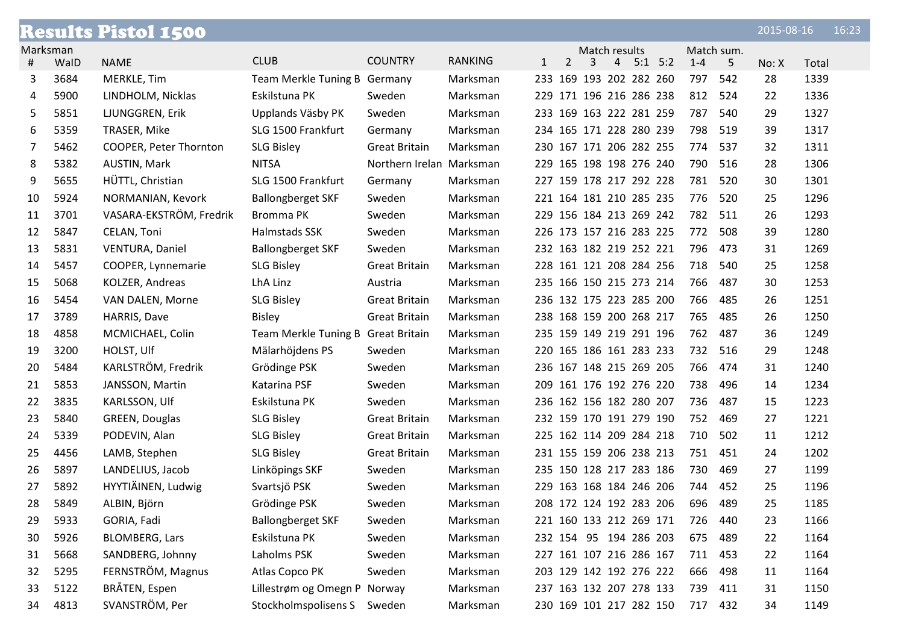# Results Pistol 1500

2015-08-16 16:23

| Marksman # | WaID | NAME | CLUB | COUNTRY | RANKING | Match results 1 | 2 | 3 | 4 | 5:1 | 5:2 | Match sum. 1-4 | 5 | No: X | Total |
|---|---|---|---|---|---|---|---|---|---|---|---|---|---|---|---|
| 3 | 3684 | MERKLE, Tim | Team Merkle Tuning B | Germany | Marksman | 233 | 169 | 193 | 202 | 282 | 260 | 797 | 542 | 28 | 1339 |
| 4 | 5900 | LINDHOLM, Nicklas | Eskilstuna PK | Sweden | Marksman | 229 | 171 | 196 | 216 | 286 | 238 | 812 | 524 | 22 | 1336 |
| 5 | 5851 | LJUNGGREN, Erik | Upplands Väsby PK | Sweden | Marksman | 233 | 169 | 163 | 222 | 281 | 259 | 787 | 540 | 29 | 1327 |
| 6 | 5359 | TRASER, Mike | SLG 1500 Frankfurt | Germany | Marksman | 234 | 165 | 171 | 228 | 280 | 239 | 798 | 519 | 39 | 1317 |
| 7 | 5462 | COOPER, Peter Thornton | SLG Bisley | Great Britain | Marksman | 230 | 167 | 171 | 206 | 282 | 255 | 774 | 537 | 32 | 1311 |
| 8 | 5382 | AUSTIN, Mark | NITSA | Northern Irelan | Marksman | 229 | 165 | 198 | 198 | 276 | 240 | 790 | 516 | 28 | 1306 |
| 9 | 5655 | HÜTTL, Christian | SLG 1500 Frankfurt | Germany | Marksman | 227 | 159 | 178 | 217 | 292 | 228 | 781 | 520 | 30 | 1301 |
| 10 | 5924 | NORMANIAN, Kevork | Ballongberget SKF | Sweden | Marksman | 221 | 164 | 181 | 210 | 285 | 235 | 776 | 520 | 25 | 1296 |
| 11 | 3701 | VASARA-EKSTRÖM, Fredrik | Bromma PK | Sweden | Marksman | 229 | 156 | 184 | 213 | 269 | 242 | 782 | 511 | 26 | 1293 |
| 12 | 5847 | CELAN, Toni | Halmstads SSK | Sweden | Marksman | 226 | 173 | 157 | 216 | 283 | 225 | 772 | 508 | 39 | 1280 |
| 13 | 5831 | VENTURA, Daniel | Ballongberget SKF | Sweden | Marksman | 232 | 163 | 182 | 219 | 252 | 221 | 796 | 473 | 31 | 1269 |
| 14 | 5457 | COOPER, Lynnemarie | SLG Bisley | Great Britain | Marksman | 228 | 161 | 121 | 208 | 284 | 256 | 718 | 540 | 25 | 1258 |
| 15 | 5068 | KOLZER, Andreas | LhA Linz | Austria | Marksman | 235 | 166 | 150 | 215 | 273 | 214 | 766 | 487 | 30 | 1253 |
| 16 | 5454 | VAN DALEN, Morne | SLG Bisley | Great Britain | Marksman | 236 | 132 | 175 | 223 | 285 | 200 | 766 | 485 | 26 | 1251 |
| 17 | 3789 | HARRIS, Dave | Bisley | Great Britain | Marksman | 238 | 168 | 159 | 200 | 268 | 217 | 765 | 485 | 26 | 1250 |
| 18 | 4858 | MCMICHAEL, Colin | Team Merkle Tuning B | Great Britain | Marksman | 235 | 159 | 149 | 219 | 291 | 196 | 762 | 487 | 36 | 1249 |
| 19 | 3200 | HOLST, Ulf | Mälarhöjdens PS | Sweden | Marksman | 220 | 165 | 186 | 161 | 283 | 233 | 732 | 516 | 29 | 1248 |
| 20 | 5484 | KARLSTRÖM, Fredrik | Grödinge PSK | Sweden | Marksman | 236 | 167 | 148 | 215 | 269 | 205 | 766 | 474 | 31 | 1240 |
| 21 | 5853 | JANSSON, Martin | Katarina PSF | Sweden | Marksman | 209 | 161 | 176 | 192 | 276 | 220 | 738 | 496 | 14 | 1234 |
| 22 | 3835 | KARLSSON, Ulf | Eskilstuna PK | Sweden | Marksman | 236 | 162 | 156 | 182 | 280 | 207 | 736 | 487 | 15 | 1223 |
| 23 | 5840 | GREEN, Douglas | SLG Bisley | Great Britain | Marksman | 232 | 159 | 170 | 191 | 279 | 190 | 752 | 469 | 27 | 1221 |
| 24 | 5339 | PODEVIN, Alan | SLG Bisley | Great Britain | Marksman | 225 | 162 | 114 | 209 | 284 | 218 | 710 | 502 | 11 | 1212 |
| 25 | 4456 | LAMB, Stephen | SLG Bisley | Great Britain | Marksman | 231 | 155 | 159 | 206 | 238 | 213 | 751 | 451 | 24 | 1202 |
| 26 | 5897 | LANDELIUS, Jacob | Linköpings SKF | Sweden | Marksman | 235 | 150 | 128 | 217 | 283 | 186 | 730 | 469 | 27 | 1199 |
| 27 | 5892 | HYYTIÄINEN, Ludwig | Svartsjö PSK | Sweden | Marksman | 229 | 163 | 168 | 184 | 246 | 206 | 744 | 452 | 25 | 1196 |
| 28 | 5849 | ALBIN, Björn | Grödinge PSK | Sweden | Marksman | 208 | 172 | 124 | 192 | 283 | 206 | 696 | 489 | 25 | 1185 |
| 29 | 5933 | GORIA, Fadi | Ballongberget SKF | Sweden | Marksman | 221 | 160 | 133 | 212 | 269 | 171 | 726 | 440 | 23 | 1166 |
| 30 | 5926 | BLOMBERG, Lars | Eskilstuna PK | Sweden | Marksman | 232 | 154 | 95 | 194 | 286 | 203 | 675 | 489 | 22 | 1164 |
| 31 | 5668 | SANDBERG, Johnny | Laholms PSK | Sweden | Marksman | 227 | 161 | 107 | 216 | 286 | 167 | 711 | 453 | 22 | 1164 |
| 32 | 5295 | FERNSTRÖM, Magnus | Atlas Copco PK | Sweden | Marksman | 203 | 129 | 142 | 192 | 276 | 222 | 666 | 498 | 11 | 1164 |
| 33 | 5122 | BRÅTEN, Espen | Lillestrøm og Omegn P | Norway | Marksman | 237 | 163 | 132 | 207 | 278 | 133 | 739 | 411 | 31 | 1150 |
| 34 | 4813 | SVANSTRÖM, Per | Stockholmspolisens S | Sweden | Marksman | 230 | 169 | 101 | 217 | 282 | 150 | 717 | 432 | 34 | 1149 |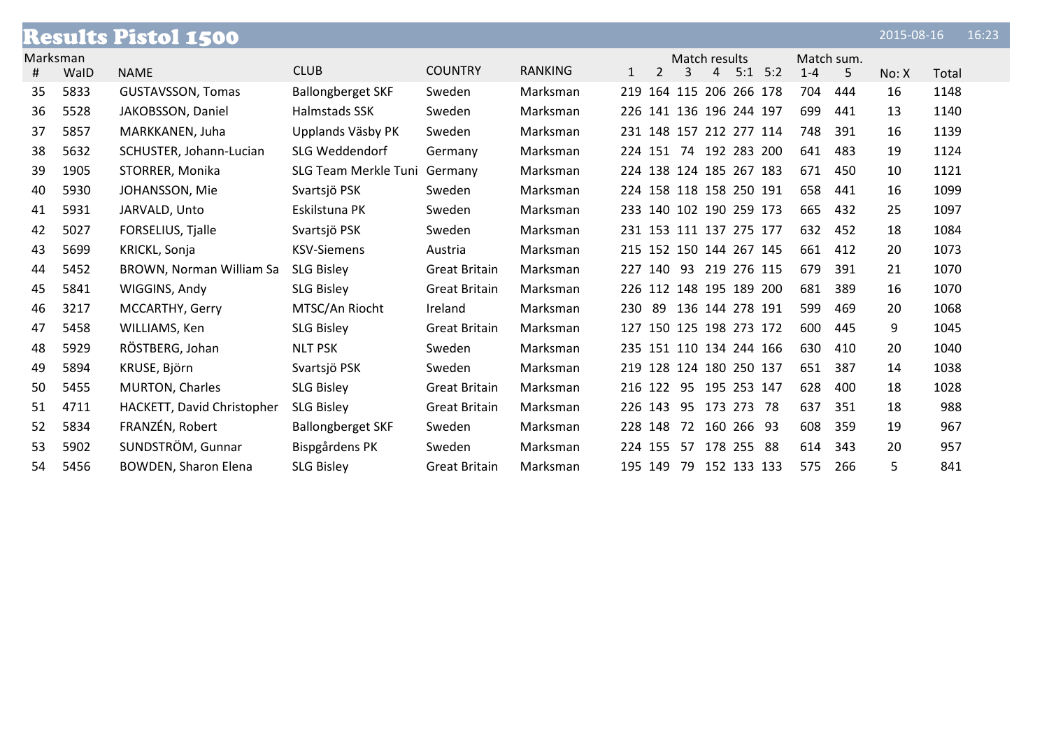# Results Pistol 1500

2015-08-16 16:23

| Marksman | | | | | | Match results | | | | | | Match sum. | | | |
|---|---|---|---|---|---|---|---|---|---|---|---|---|---|---|---|
| # | WaID | NAME | CLUB | COUNTRY | RANKING | 1 | 2 | 3 | 4 | 5:1 | 5:2 | 1-4 | 5 | No: X | Total |
| 35 | 5833 | GUSTAVSSON, Tomas | Ballongberget SKF | Sweden | Marksman | 219 | 164 | 115 | 206 | 266 | 178 | 704 | 444 | 16 | 1148 |
| 36 | 5528 | JAKOBSSON, Daniel | Halmstads SSK | Sweden | Marksman | 226 | 141 | 136 | 196 | 244 | 197 | 699 | 441 | 13 | 1140 |
| 37 | 5857 | MARKKANEN, Juha | Upplands Väsby PK | Sweden | Marksman | 231 | 148 | 157 | 212 | 277 | 114 | 748 | 391 | 16 | 1139 |
| 38 | 5632 | SCHUSTER, Johann-Lucian | SLG Weddendorf | Germany | Marksman | 224 | 151 | 74 | 192 | 283 | 200 | 641 | 483 | 19 | 1124 |
| 39 | 1905 | STORRER, Monika | SLG Team Merkle Tuni | Germany | Marksman | 224 | 138 | 124 | 185 | 267 | 183 | 671 | 450 | 10 | 1121 |
| 40 | 5930 | JOHANSSON, Mie | Svartsjö PSK | Sweden | Marksman | 224 | 158 | 118 | 158 | 250 | 191 | 658 | 441 | 16 | 1099 |
| 41 | 5931 | JARVALD, Unto | Eskilstuna PK | Sweden | Marksman | 233 | 140 | 102 | 190 | 259 | 173 | 665 | 432 | 25 | 1097 |
| 42 | 5027 | FORSELIUS, Tjalle | Svartsjö PSK | Sweden | Marksman | 231 | 153 | 111 | 137 | 275 | 177 | 632 | 452 | 18 | 1084 |
| 43 | 5699 | KRICKL, Sonja | KSV-Siemens | Austria | Marksman | 215 | 152 | 150 | 144 | 267 | 145 | 661 | 412 | 20 | 1073 |
| 44 | 5452 | BROWN, Norman William Sa | SLG Bisley | Great Britain | Marksman | 227 | 140 | 93 | 219 | 276 | 115 | 679 | 391 | 21 | 1070 |
| 45 | 5841 | WIGGINS, Andy | SLG Bisley | Great Britain | Marksman | 226 | 112 | 148 | 195 | 189 | 200 | 681 | 389 | 16 | 1070 |
| 46 | 3217 | MCCARTHY, Gerry | MTSC/An Riocht | Ireland | Marksman | 230 | 89 | 136 | 144 | 278 | 191 | 599 | 469 | 20 | 1068 |
| 47 | 5458 | WILLIAMS, Ken | SLG Bisley | Great Britain | Marksman | 127 | 150 | 125 | 198 | 273 | 172 | 600 | 445 | 9 | 1045 |
| 48 | 5929 | RÖSTBERG, Johan | NLT PSK | Sweden | Marksman | 235 | 151 | 110 | 134 | 244 | 166 | 630 | 410 | 20 | 1040 |
| 49 | 5894 | KRUSE, Björn | Svartsjö PSK | Sweden | Marksman | 219 | 128 | 124 | 180 | 250 | 137 | 651 | 387 | 14 | 1038 |
| 50 | 5455 | MURTON, Charles | SLG Bisley | Great Britain | Marksman | 216 | 122 | 95 | 195 | 253 | 147 | 628 | 400 | 18 | 1028 |
| 51 | 4711 | HACKETT, David Christopher | SLG Bisley | Great Britain | Marksman | 226 | 143 | 95 | 173 | 273 | 78 | 637 | 351 | 18 | 988 |
| 52 | 5834 | FRANZÉN, Robert | Ballongberget SKF | Sweden | Marksman | 228 | 148 | 72 | 160 | 266 | 93 | 608 | 359 | 19 | 967 |
| 53 | 5902 | SUNDSTRÖM, Gunnar | Bispgårdens PK | Sweden | Marksman | 224 | 155 | 57 | 178 | 255 | 88 | 614 | 343 | 20 | 957 |
| 54 | 5456 | BOWDEN, Sharon Elena | SLG Bisley | Great Britain | Marksman | 195 | 149 | 79 | 152 | 133 | 133 | 575 | 266 | 5 | 841 |